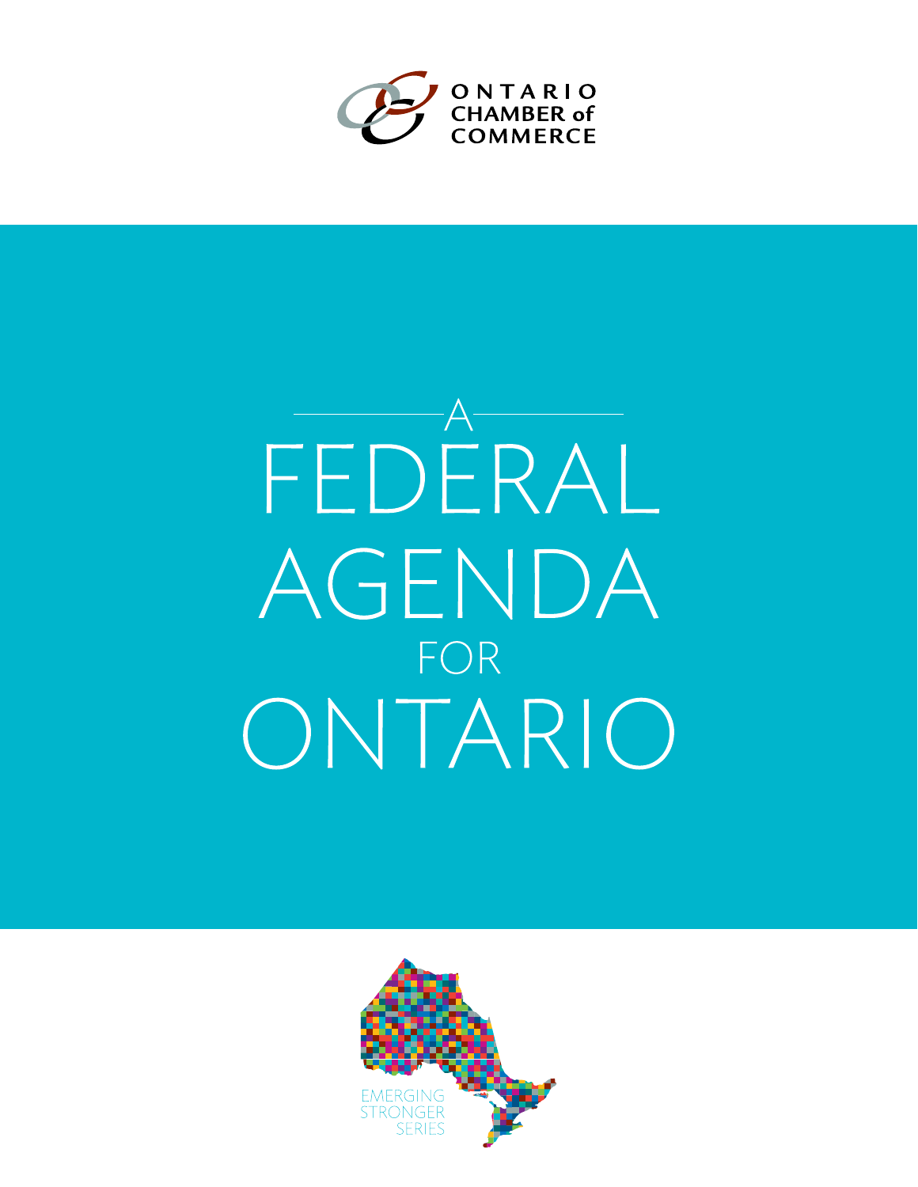ONTARIO CHAMBER of COMMERCE

# A FEDERAL AGENDA FOR ONTARIO

EMERGING STRONGER SERIES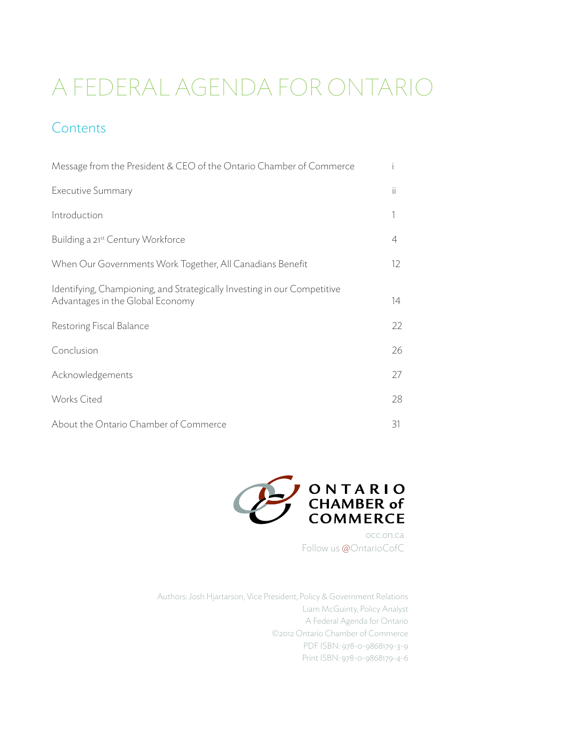# A FEDERAL AGENDA FOR ONTARIO

## Contents

| | |
|---|---|
| Message from the President & CEO of the Ontario Chamber of Commerce | i |
| Executive Summary | ii |
| Introduction | 1 |
| Building a 21st Century Workforce | 4 |
| When Our Governments Work Together, All Canadians Benefit | 12 |
| Identifying, Championing, and Strategically Investing in our Competitive Advantages in the Global Economy | 14 |
| Restoring Fiscal Balance | 22 |
| Conclusion | 26 |
| Acknowledgements | 27 |
| Works Cited | 28 |
| About the Ontario Chamber of Commerce | 31 |

ONTARIO CHAMBER of COMMERCE

occ.on.ca

Follow us @OntarioCofC

Authors: Josh Hjartarson, Vice President, Policy & Government Relations
Liam McGuinty, Policy Analyst
A Federal Agenda for Ontario
©2012 Ontario Chamber of Commerce
PDF ISBN: 978-0-9868179-3-9
Print ISBN: 978-0-9868179-4-6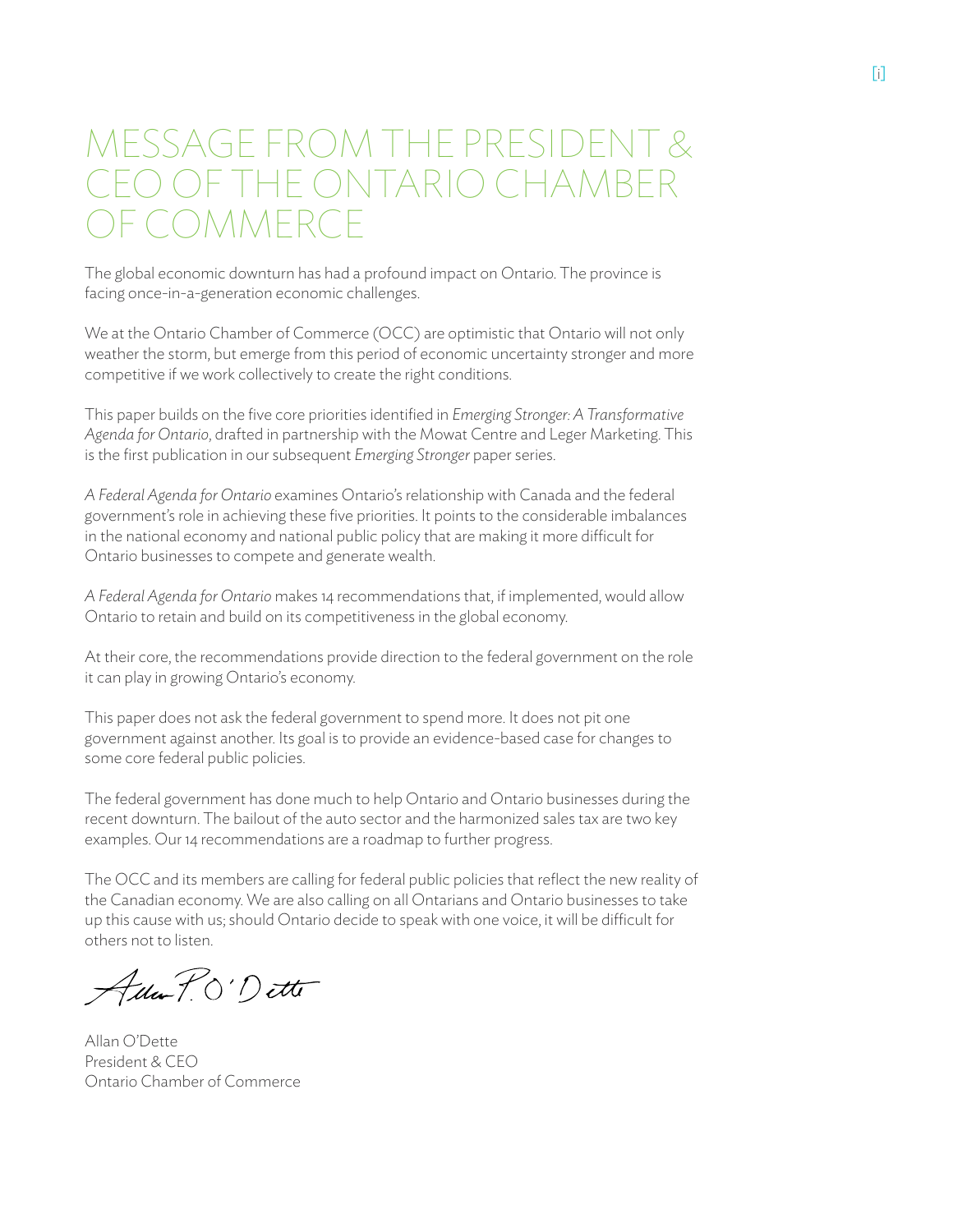# MESSAGE FROM THE PRESIDENT & CEO OF THE ONTARIO CHAMBER OF COMMERCE

The global economic downturn has had a profound impact on Ontario. The province is facing once-in-a-generation economic challenges.

We at the Ontario Chamber of Commerce (OCC) are optimistic that Ontario will not only weather the storm, but emerge from this period of economic uncertainty stronger and more competitive if we work collectively to create the right conditions.

This paper builds on the five core priorities identified in *Emerging Stronger: A Transformative Agenda for Ontario*, drafted in partnership with the Mowat Centre and Leger Marketing. This is the first publication in our subsequent *Emerging Stronger* paper series.

*A Federal Agenda for Ontario* examines Ontario's relationship with Canada and the federal government's role in achieving these five priorities. It points to the considerable imbalances in the national economy and national public policy that are making it more difficult for Ontario businesses to compete and generate wealth.

*A Federal Agenda for Ontario* makes 14 recommendations that, if implemented, would allow Ontario to retain and build on its competitiveness in the global economy.

At their core, the recommendations provide direction to the federal government on the role it can play in growing Ontario's economy.

This paper does not ask the federal government to spend more. It does not pit one government against another. Its goal is to provide an evidence-based case for changes to some core federal public policies.

The federal government has done much to help Ontario and Ontario businesses during the recent downturn. The bailout of the auto sector and the harmonized sales tax are two key examples. Our 14 recommendations are a roadmap to further progress.

The OCC and its members are calling for federal public policies that reflect the new reality of the Canadian economy. We are also calling on all Ontarians and Ontario businesses to take up this cause with us; should Ontario decide to speak with one voice, it will be difficult for others not to listen.

Allan O'Dette
President & CEO
Ontario Chamber of Commerce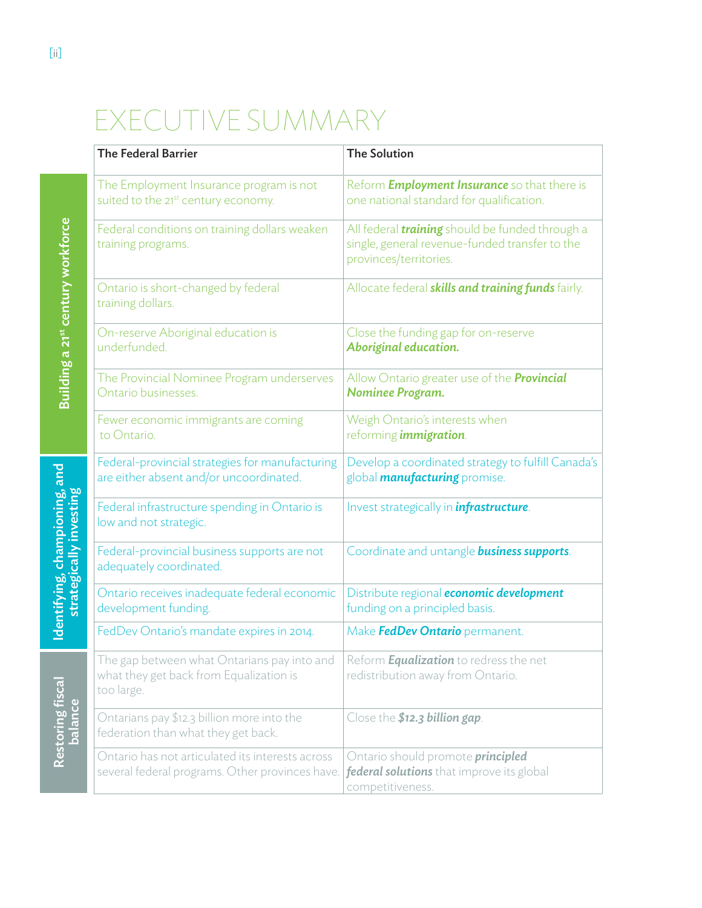# EXECUTIVE SUMMARY

| | The Federal Barrier | The Solution |
|---|---|---|
| Building a 21st century workforce | The Employment Insurance program is not suited to the 21st century economy. | Reform ***Employment Insurance*** so that there is one national standard for qualification. |
| | Federal conditions on training dollars weaken training programs. | All federal ***training*** should be funded through a single, general revenue-funded transfer to the provinces/territories. |
| | Ontario is short-changed by federal training dollars. | Allocate federal ***skills and training funds*** fairly. |
| | On-reserve Aboriginal education is underfunded. | Close the funding gap for on-reserve ***Aboriginal education.*** |
| | The Provincial Nominee Program underserves Ontario businesses. | Allow Ontario greater use of the ***Provincial Nominee Program.*** |
| | Fewer economic immigrants are coming to Ontario. | Weigh Ontario's interests when reforming ***immigration***. |
| Identifying, championing, and strategically investing | Federal-provincial strategies for manufacturing are either absent and/or uncoordinated. | Develop a coordinated strategy to fulfill Canada's global ***manufacturing*** promise. |
| | Federal infrastructure spending in Ontario is low and not strategic. | Invest strategically in ***infrastructure***. |
| | Federal-provincial business supports are not adequately coordinated. | Coordinate and untangle ***business supports***. |
| | Ontario receives inadequate federal economic development funding. | Distribute regional ***economic development*** funding on a principled basis. |
| | FedDev Ontario's mandate expires in 2014. | Make ***FedDev Ontario*** permanent. |
| Restoring fiscal balance | The gap between what Ontarians pay into and what they get back from Equalization is too large. | Reform ***Equalization*** to redress the net redistribution away from Ontario. |
| | Ontarians pay $12.3 billion more into the federation than what they get back. | Close the ***$12.3 billion gap***. |
| | Ontario has not articulated its interests across several federal programs. Other provinces have. | Ontario should promote ***principled federal solutions*** that improve its global competitiveness. |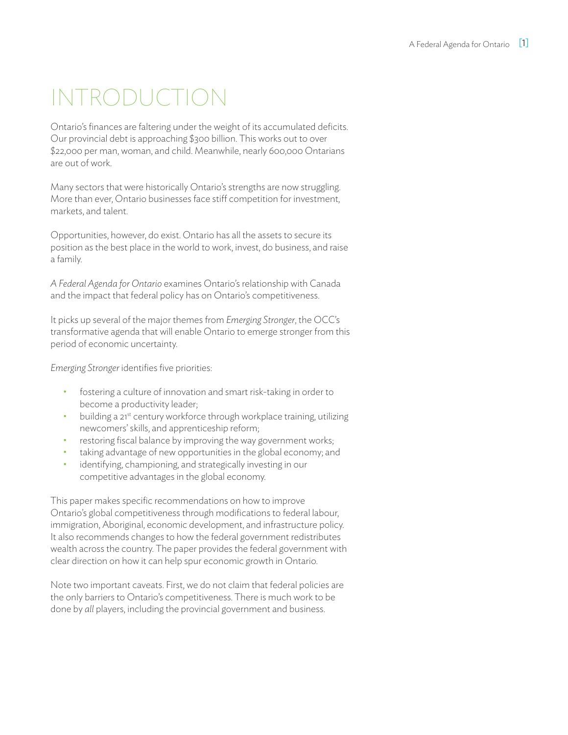# INTRODUCTION

Ontario's finances are faltering under the weight of its accumulated deficits. Our provincial debt is approaching $300 billion. This works out to over $22,000 per man, woman, and child. Meanwhile, nearly 600,000 Ontarians are out of work.

Many sectors that were historically Ontario's strengths are now struggling. More than ever, Ontario businesses face stiff competition for investment, markets, and talent.

Opportunities, however, do exist. Ontario has all the assets to secure its position as the best place in the world to work, invest, do business, and raise a family.

*A Federal Agenda for Ontario* examines Ontario's relationship with Canada and the impact that federal policy has on Ontario's competitiveness.

It picks up several of the major themes from *Emerging Stronger*, the OCC's transformative agenda that will enable Ontario to emerge stronger from this period of economic uncertainty.

*Emerging Stronger* identifies five priorities:

- fostering a culture of innovation and smart risk-taking in order to become a productivity leader;
- building a 21st century workforce through workplace training, utilizing newcomers' skills, and apprenticeship reform;
- restoring fiscal balance by improving the way government works;
- taking advantage of new opportunities in the global economy; and
- identifying, championing, and strategically investing in our competitive advantages in the global economy.

This paper makes specific recommendations on how to improve Ontario's global competitiveness through modifications to federal labour, immigration, Aboriginal, economic development, and infrastructure policy. It also recommends changes to how the federal government redistributes wealth across the country. The paper provides the federal government with clear direction on how it can help spur economic growth in Ontario.

Note two important caveats. First, we do not claim that federal policies are the only barriers to Ontario's competitiveness. There is much work to be done by *all* players, including the provincial government and business.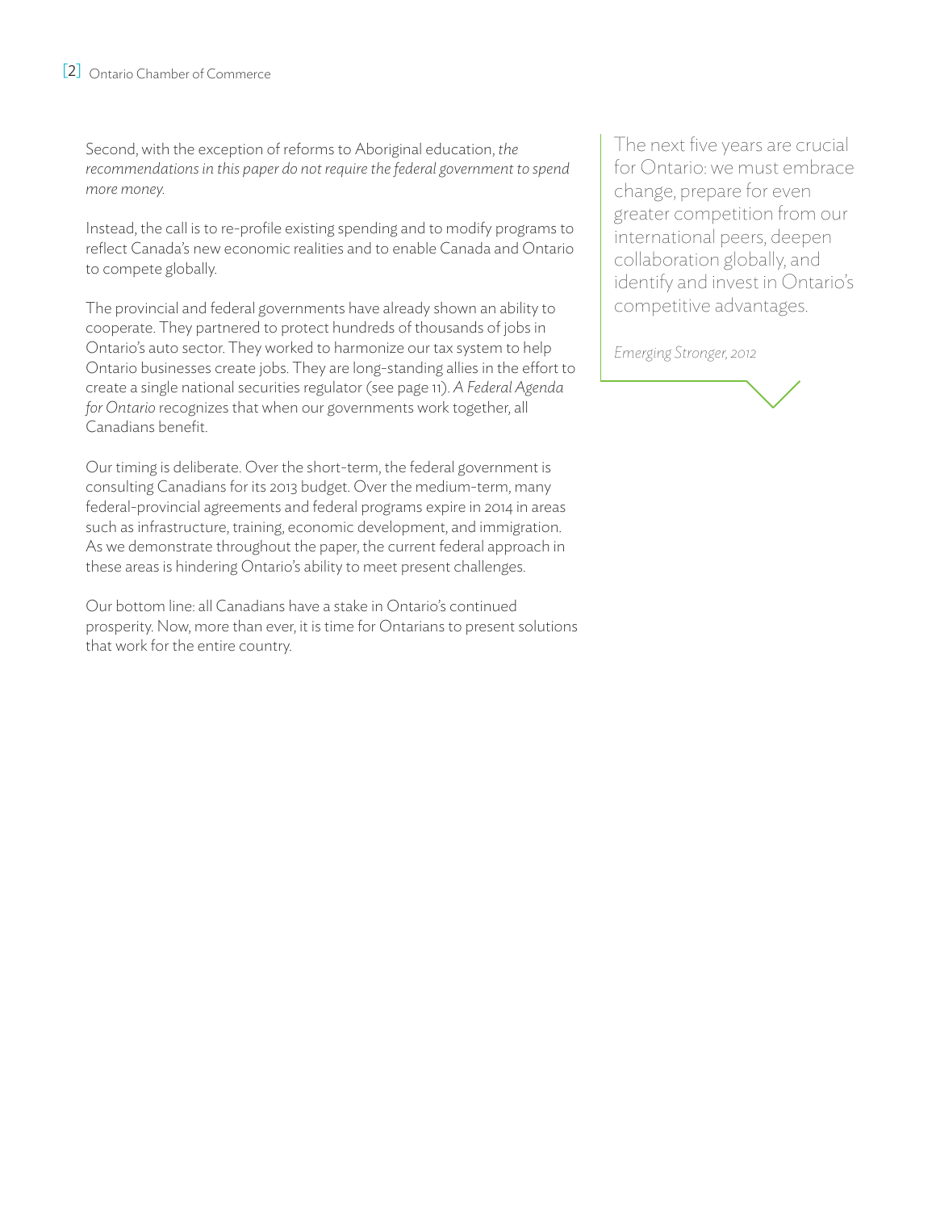Second, with the exception of reforms to Aboriginal education, *the recommendations in this paper do not require the federal government to spend more money.*

Instead, the call is to re-profile existing spending and to modify programs to reflect Canada's new economic realities and to enable Canada and Ontario to compete globally.

The provincial and federal governments have already shown an ability to cooperate. They partnered to protect hundreds of thousands of jobs in Ontario's auto sector. They worked to harmonize our tax system to help Ontario businesses create jobs. They are long-standing allies in the effort to create a single national securities regulator (see page 11). *A Federal Agenda for Ontario* recognizes that when our governments work together, all Canadians benefit.

Our timing is deliberate. Over the short-term, the federal government is consulting Canadians for its 2013 budget. Over the medium-term, many federal-provincial agreements and federal programs expire in 2014 in areas such as infrastructure, training, economic development, and immigration. As we demonstrate throughout the paper, the current federal approach in these areas is hindering Ontario's ability to meet present challenges.

Our bottom line: all Canadians have a stake in Ontario's continued prosperity. Now, more than ever, it is time for Ontarians to present solutions that work for the entire country.

> The next five years are crucial for Ontario: we must embrace change, prepare for even greater competition from our international peers, deepen collaboration globally, and identify and invest in Ontario's competitive advantages.
>
> *Emerging Stronger, 2012*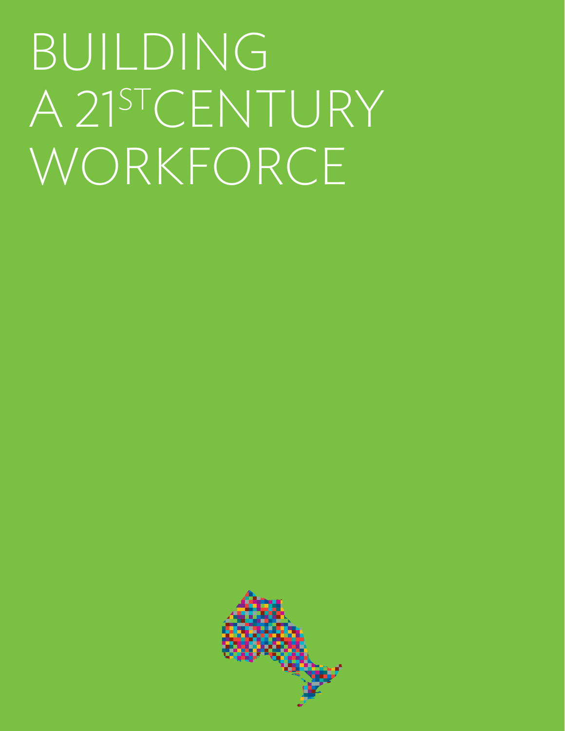# BUILDING A 21ST CENTURY WORKFORCE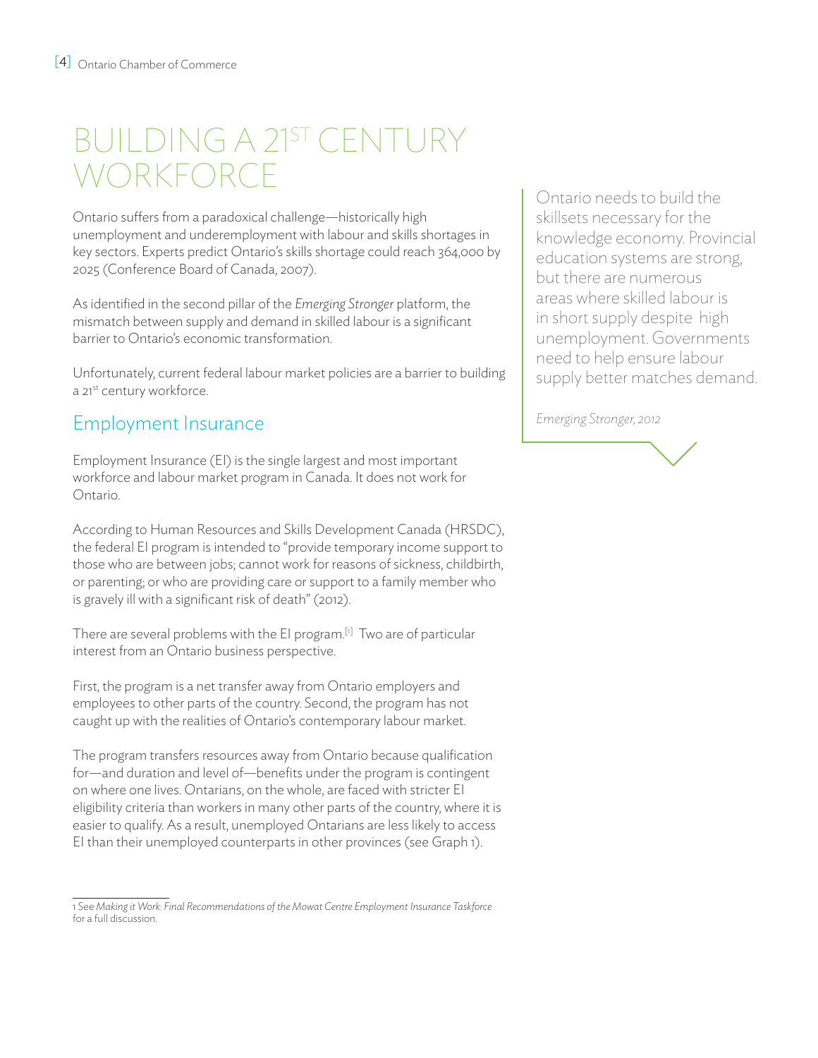# BUILDING A 21ST CENTURY WORKFORCE

Ontario suffers from a paradoxical challenge—historically high unemployment and underemployment with labour and skills shortages in key sectors. Experts predict Ontario's skills shortage could reach 364,000 by 2025 (Conference Board of Canada, 2007).

As identified in the second pillar of the *Emerging Stronger* platform, the mismatch between supply and demand in skilled labour is a significant barrier to Ontario's economic transformation.

Unfortunately, current federal labour market policies are a barrier to building a 21st century workforce.

> Ontario needs to build the skillsets necessary for the knowledge economy. Provincial education systems are strong, but there are numerous areas where skilled labour is in short supply despite high unemployment. Governments need to help ensure labour supply better matches demand.
>
> *Emerging Stronger, 2012*

## Employment Insurance

Employment Insurance (EI) is the single largest and most important workforce and labour market program in Canada. It does not work for Ontario.

According to Human Resources and Skills Development Canada (HRSDC), the federal EI program is intended to "provide temporary income support to those who are between jobs; cannot work for reasons of sickness, childbirth, or parenting; or who are providing care or support to a family member who is gravely ill with a significant risk of death" (2012).

There are several problems with the EI program.[1] Two are of particular interest from an Ontario business perspective.

First, the program is a net transfer away from Ontario employers and employees to other parts of the country. Second, the program has not caught up with the realities of Ontario's contemporary labour market.

The program transfers resources away from Ontario because qualification for—and duration and level of—benefits under the program is contingent on where one lives. Ontarians, on the whole, are faced with stricter EI eligibility criteria than workers in many other parts of the country, where it is easier to qualify. As a result, unemployed Ontarians are less likely to access EI than their unemployed counterparts in other provinces (see Graph 1).

---

1 See *Making it Work: Final Recommendations of the Mowat Centre Employment Insurance Taskforce* for a full discussion.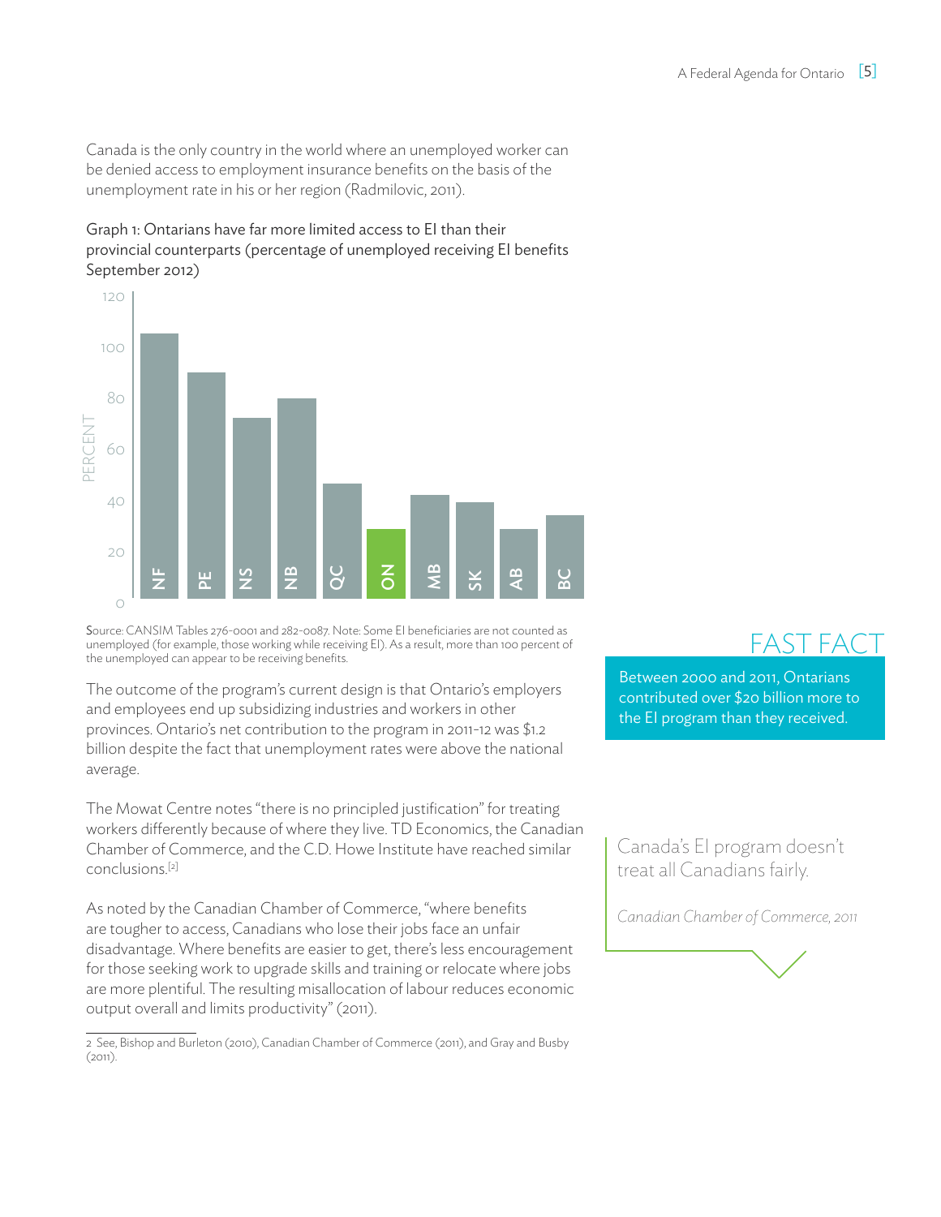Canada is the only country in the world where an unemployed worker can be denied access to employment insurance benefits on the basis of the unemployment rate in his or her region (Radmilovic, 2011).

Graph 1: Ontarians have far more limited access to EI than their provincial counterparts (percentage of unemployed receiving EI benefits September 2012)

Source: CANSIM Tables 276-0001 and 282-0087. Note: Some EI beneficiaries are not counted as unemployed (for example, those working while receiving EI). As a result, more than 100 percent of the unemployed can appear to be receiving benefits.

The outcome of the program's current design is that Ontario's employers and employees end up subsidizing industries and workers in other provinces. Ontario's net contribution to the program in 2011-12 was $1.2 billion despite the fact that unemployment rates were above the national average.

The Mowat Centre notes "there is no principled justification" for treating workers differently because of where they live. TD Economics, the Canadian Chamber of Commerce, and the C.D. Howe Institute have reached similar conclusions.[2]

As noted by the Canadian Chamber of Commerce, "where benefits are tougher to access, Canadians who lose their jobs face an unfair disadvantage. Where benefits are easier to get, there's less encouragement for those seeking work to upgrade skills and training or relocate where jobs are more plentiful. The resulting misallocation of labour reduces economic output overall and limits productivity" (2011).

## FAST FACT

Between 2000 and 2011, Ontarians contributed over $20 billion more to the EI program than they received.

> Canada's EI program doesn't treat all Canadians fairly.
>
> *Canadian Chamber of Commerce, 2011*

2 See, Bishop and Burleton (2010), Canadian Chamber of Commerce (2011), and Gray and Busby (2011).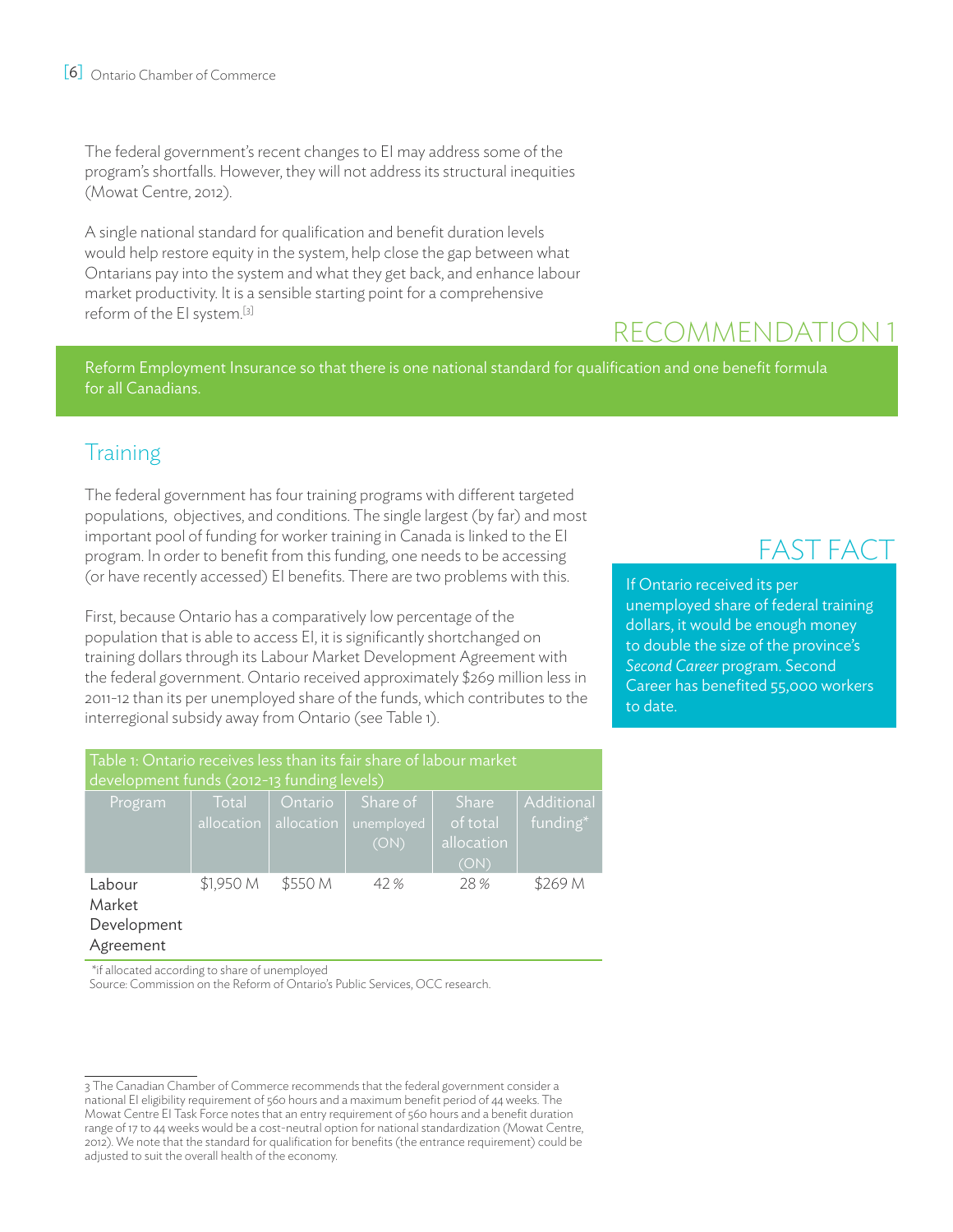The federal government's recent changes to EI may address some of the program's shortfalls. However, they will not address its structural inequities (Mowat Centre, 2012).

A single national standard for qualification and benefit duration levels would help restore equity in the system, help close the gap between what Ontarians pay into the system and what they get back, and enhance labour market productivity. It is a sensible starting point for a comprehensive reform of the EI system.[3]

## RECOMMENDATION 1

Reform Employment Insurance so that there is one national standard for qualification and one benefit formula for all Canadians.

## Training

The federal government has four training programs with different targeted populations, objectives, and conditions. The single largest (by far) and most important pool of funding for worker training in Canada is linked to the EI program. In order to benefit from this funding, one needs to be accessing (or have recently accessed) EI benefits. There are two problems with this.

First, because Ontario has a comparatively low percentage of the population that is able to access EI, it is significantly shortchanged on training dollars through its Labour Market Development Agreement with the federal government. Ontario received approximately $269 million less in 2011-12 than its per unemployed share of the funds, which contributes to the interregional subsidy away from Ontario (see Table 1).

## FAST FACT

If Ontario received its per unemployed share of federal training dollars, it would be enough money to double the size of the province's *Second Career* program. Second Career has benefited 55,000 workers to date.

Table 1: Ontario receives less than its fair share of labour market development funds (2012-13 funding levels)

| Program | Total allocation | Ontario allocation | Share of unemployed (ON) | Share of total allocation (ON) | Additional funding* |
|---|---|---|---|---|---|
| Labour Market Development Agreement | $1,950 M | $550 M | 42 % | 28 % | $269 M |

*if allocated according to share of unemployed
Source: Commission on the Reform of Ontario's Public Services, OCC research.

---

3 The Canadian Chamber of Commerce recommends that the federal government consider a national EI eligibility requirement of 560 hours and a maximum benefit period of 44 weeks. The Mowat Centre EI Task Force notes that an entry requirement of 560 hours and a benefit duration range of 17 to 44 weeks would be a cost-neutral option for national standardization (Mowat Centre, 2012). We note that the standard for qualification for benefits (the entrance requirement) could be adjusted to suit the overall health of the economy.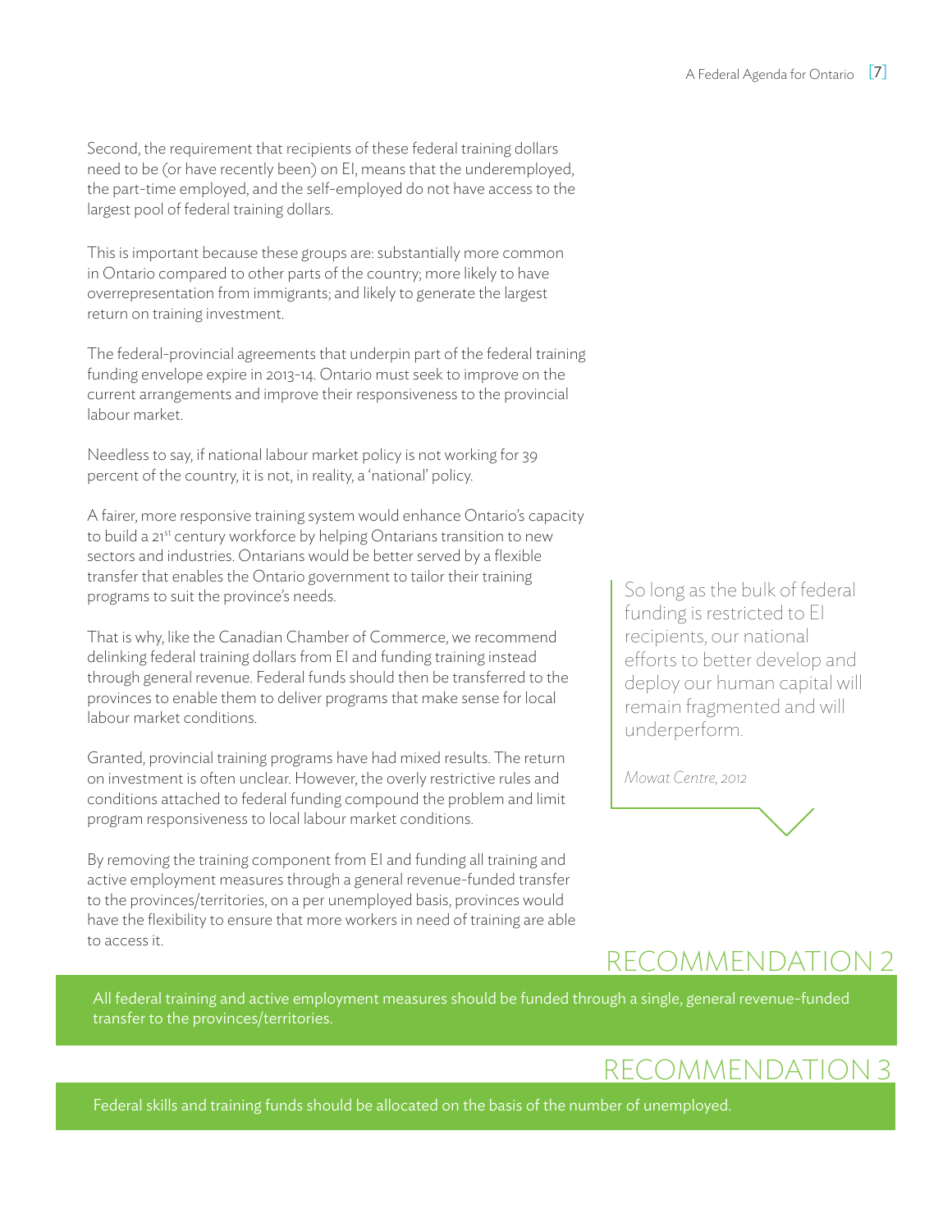Second, the requirement that recipients of these federal training dollars need to be (or have recently been) on EI, means that the underemployed, the part-time employed, and the self-employed do not have access to the largest pool of federal training dollars.

This is important because these groups are: substantially more common in Ontario compared to other parts of the country; more likely to have overrepresentation from immigrants; and likely to generate the largest return on training investment.

The federal-provincial agreements that underpin part of the federal training funding envelope expire in 2013-14. Ontario must seek to improve on the current arrangements and improve their responsiveness to the provincial labour market.

Needless to say, if national labour market policy is not working for 39 percent of the country, it is not, in reality, a 'national' policy.

A fairer, more responsive training system would enhance Ontario's capacity to build a 21st century workforce by helping Ontarians transition to new sectors and industries. Ontarians would be better served by a flexible transfer that enables the Ontario government to tailor their training programs to suit the province's needs.

That is why, like the Canadian Chamber of Commerce, we recommend delinking federal training dollars from EI and funding training instead through general revenue. Federal funds should then be transferred to the provinces to enable them to deliver programs that make sense for local labour market conditions.

Granted, provincial training programs have had mixed results. The return on investment is often unclear. However, the overly restrictive rules and conditions attached to federal funding compound the problem and limit program responsiveness to local labour market conditions.

By removing the training component from EI and funding all training and active employment measures through a general revenue-funded transfer to the provinces/territories, on a per unemployed basis, provinces would have the flexibility to ensure that more workers in need of training are able to access it.

> So long as the bulk of federal funding is restricted to EI recipients, our national efforts to better develop and deploy our human capital will remain fragmented and will underperform.
>
> *Mowat Centre, 2012*

## RECOMMENDATION 2

All federal training and active employment measures should be funded through a single, general revenue-funded transfer to the provinces/territories.

## RECOMMENDATION 3

Federal skills and training funds should be allocated on the basis of the number of unemployed.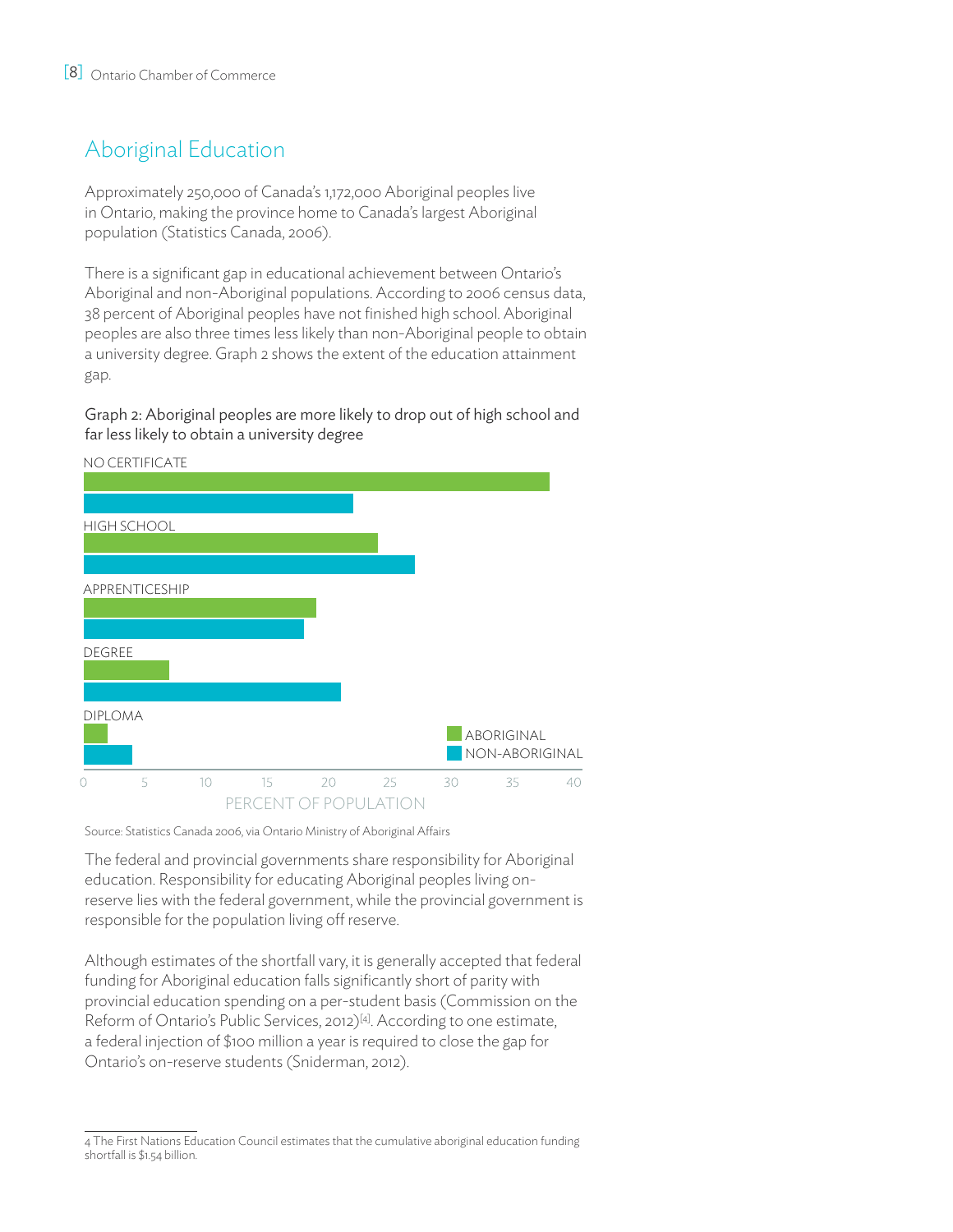## Aboriginal Education

Approximately 250,000 of Canada's 1,172,000 Aboriginal peoples live in Ontario, making the province home to Canada's largest Aboriginal population (Statistics Canada, 2006).

There is a significant gap in educational achievement between Ontario's Aboriginal and non-Aboriginal populations. According to 2006 census data, 38 percent of Aboriginal peoples have not finished high school. Aboriginal peoples are also three times less likely than non-Aboriginal people to obtain a university degree. Graph 2 shows the extent of the education attainment gap.

Graph 2: Aboriginal peoples are more likely to drop out of high school and far less likely to obtain a university degree

NO CERTIFICATE

HIGH SCHOOL

APPRENTICESHIP

DEGREE

DIPLOMA

ABORIGINAL

NON-ABORIGINAL

0 5 10 15 20 25 30 35 40

PERCENT OF POPULATION

Source: Statistics Canada 2006, via Ontario Ministry of Aboriginal Affairs

The federal and provincial governments share responsibility for Aboriginal education. Responsibility for educating Aboriginal peoples living on-reserve lies with the federal government, while the provincial government is responsible for the population living off reserve.

Although estimates of the shortfall vary, it is generally accepted that federal funding for Aboriginal education falls significantly short of parity with provincial education spending on a per-student basis (Commission on the Reform of Ontario's Public Services, 2012)[4]. According to one estimate, a federal injection of $100 million a year is required to close the gap for Ontario's on-reserve students (Sniderman, 2012).

---

4 The First Nations Education Council estimates that the cumulative aboriginal education funding shortfall is $1.54 billion.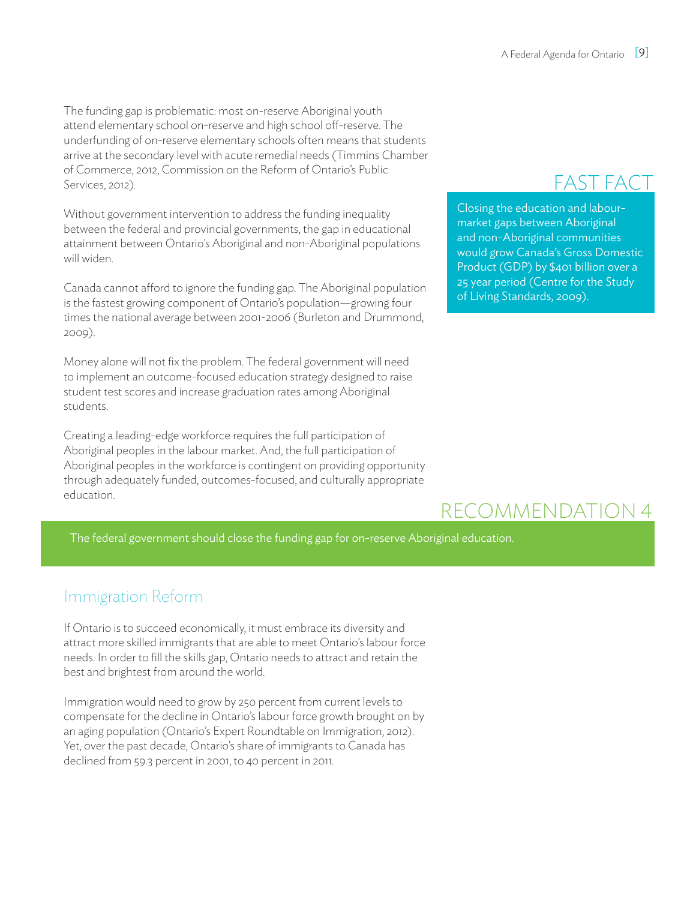The funding gap is problematic: most on-reserve Aboriginal youth attend elementary school on-reserve and high school off-reserve. The underfunding of on-reserve elementary schools often means that students arrive at the secondary level with acute remedial needs (Timmins Chamber of Commerce, 2012, Commission on the Reform of Ontario's Public Services, 2012).

Without government intervention to address the funding inequality between the federal and provincial governments, the gap in educational attainment between Ontario's Aboriginal and non-Aboriginal populations will widen.

Canada cannot afford to ignore the funding gap. The Aboriginal population is the fastest growing component of Ontario's population—growing four times the national average between 2001-2006 (Burleton and Drummond, 2009).

Money alone will not fix the problem. The federal government will need to implement an outcome-focused education strategy designed to raise student test scores and increase graduation rates among Aboriginal students.

Creating a leading-edge workforce requires the full participation of Aboriginal peoples in the labour market. And, the full participation of Aboriginal peoples in the workforce is contingent on providing opportunity through adequately funded, outcomes-focused, and culturally appropriate education.

## FAST FACT

Closing the education and labour-market gaps between Aboriginal and non-Aboriginal communities would grow Canada's Gross Domestic Product (GDP) by $401 billion over a 25 year period (Centre for the Study of Living Standards, 2009).

## RECOMMENDATION 4

The federal government should close the funding gap for on-reserve Aboriginal education.

## Immigration Reform

If Ontario is to succeed economically, it must embrace its diversity and attract more skilled immigrants that are able to meet Ontario's labour force needs. In order to fill the skills gap, Ontario needs to attract and retain the best and brightest from around the world.

Immigration would need to grow by 250 percent from current levels to compensate for the decline in Ontario's labour force growth brought on by an aging population (Ontario's Expert Roundtable on Immigration, 2012). Yet, over the past decade, Ontario's share of immigrants to Canada has declined from 59.3 percent in 2001, to 40 percent in 2011.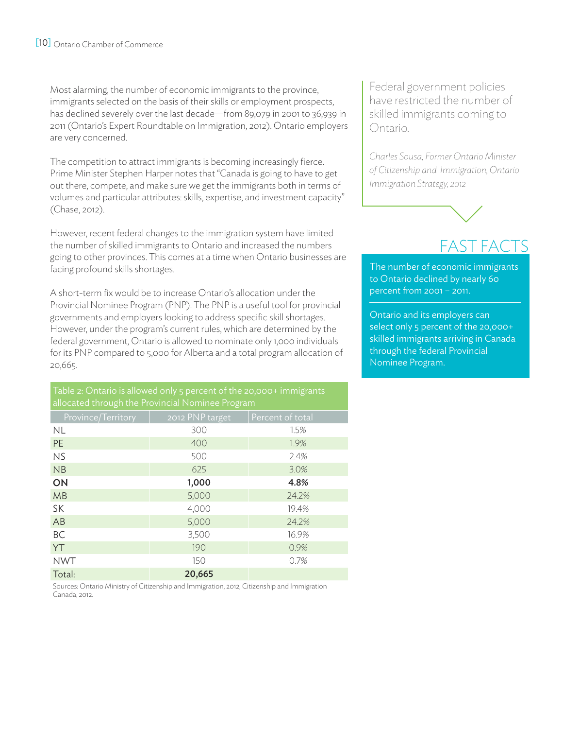Most alarming, the number of economic immigrants to the province, immigrants selected on the basis of their skills or employment prospects, has declined severely over the last decade—from 89,079 in 2001 to 36,939 in 2011 (Ontario's Expert Roundtable on Immigration, 2012). Ontario employers are very concerned.

The competition to attract immigrants is becoming increasingly fierce. Prime Minister Stephen Harper notes that "Canada is going to have to get out there, compete, and make sure we get the immigrants both in terms of volumes and particular attributes: skills, expertise, and investment capacity" (Chase, 2012).

However, recent federal changes to the immigration system have limited the number of skilled immigrants to Ontario and increased the numbers going to other provinces. This comes at a time when Ontario businesses are facing profound skills shortages.

A short-term fix would be to increase Ontario's allocation under the Provincial Nominee Program (PNP). The PNP is a useful tool for provincial governments and employers looking to address specific skill shortages. However, under the program's current rules, which are determined by the federal government, Ontario is allowed to nominate only 1,000 individuals for its PNP compared to 5,000 for Alberta and a total program allocation of 20,665.

Table 2: Ontario is allowed only 5 percent of the 20,000+ immigrants allocated through the Provincial Nominee Program

| Province/Territory | 2012 PNP target | Percent of total |
|---|---|---|
| NL | 300 | 1.5% |
| PE | 400 | 1.9% |
| NS | 500 | 2.4% |
| NB | 625 | 3.0% |
| **ON** | **1,000** | **4.8%** |
| MB | 5,000 | 24.2% |
| SK | 4,000 | 19.4% |
| AB | 5,000 | 24.2% |
| BC | 3,500 | 16.9% |
| YT | 190 | 0.9% |
| NWT | 150 | 0.7% |
| Total: | **20,665** | |

Sources: Ontario Ministry of Citizenship and Immigration, 2012, Citizenship and Immigration Canada, 2012.

> Federal government policies have restricted the number of skilled immigrants coming to Ontario.
>
> *Charles Sousa, Former Ontario Minister of Citizenship and Immigration, Ontario Immigration Strategy, 2012*

## FAST FACTS

The number of economic immigrants to Ontario declined by nearly 60 percent from 2001 – 2011.

Ontario and its employers can select only 5 percent of the 20,000+ skilled immigrants arriving in Canada through the federal Provincial Nominee Program.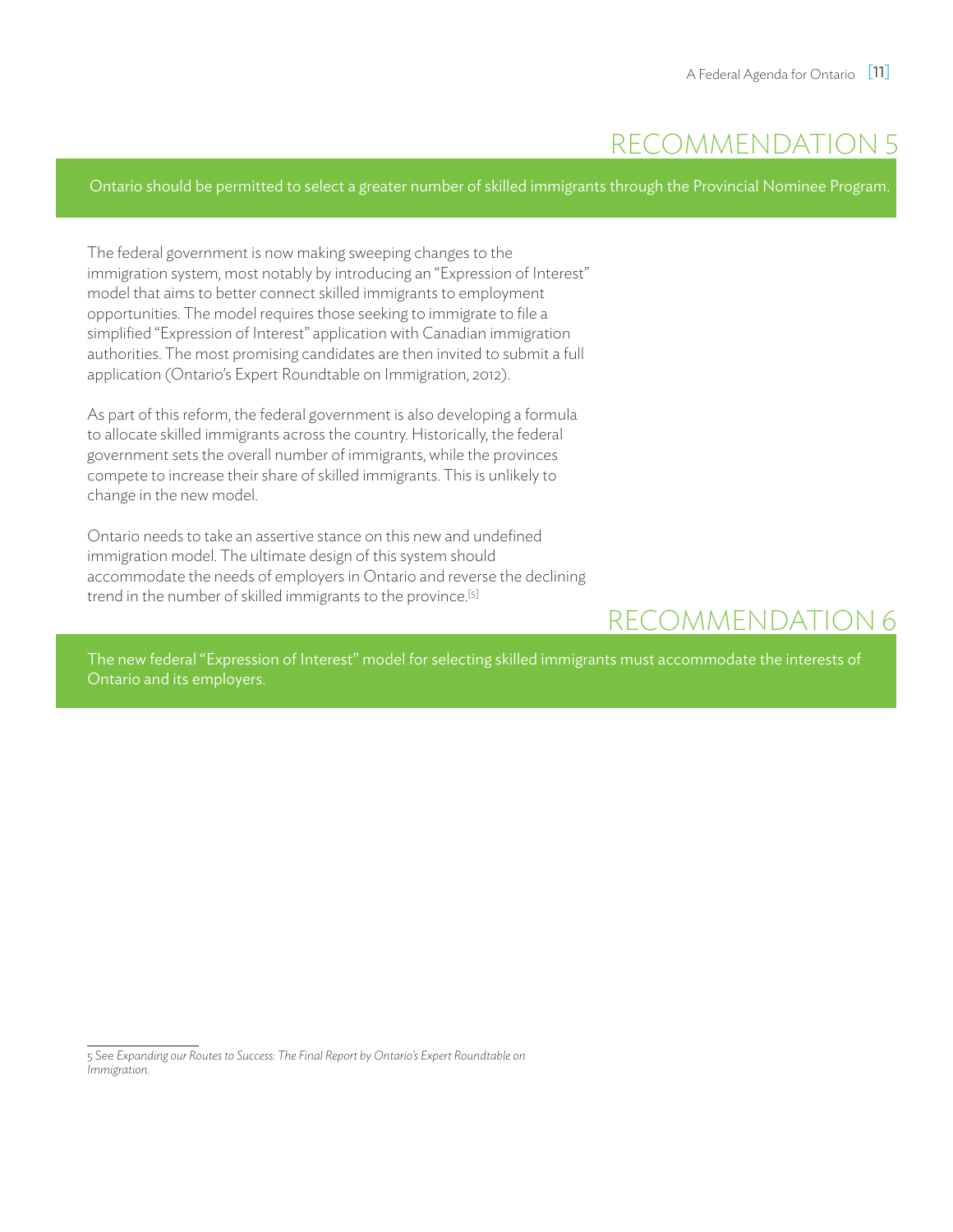## RECOMMENDATION 5

Ontario should be permitted to select a greater number of skilled immigrants through the Provincial Nominee Program.

The federal government is now making sweeping changes to the immigration system, most notably by introducing an "Expression of Interest" model that aims to better connect skilled immigrants to employment opportunities. The model requires those seeking to immigrate to file a simplified "Expression of Interest" application with Canadian immigration authorities. The most promising candidates are then invited to submit a full application (Ontario's Expert Roundtable on Immigration, 2012).

As part of this reform, the federal government is also developing a formula to allocate skilled immigrants across the country. Historically, the federal government sets the overall number of immigrants, while the provinces compete to increase their share of skilled immigrants. This is unlikely to change in the new model.

Ontario needs to take an assertive stance on this new and undefined immigration model. The ultimate design of this system should accommodate the needs of employers in Ontario and reverse the declining trend in the number of skilled immigrants to the province.[5]

## RECOMMENDATION 6

The new federal "Expression of Interest" model for selecting skilled immigrants must accommodate the interests of Ontario and its employers.

---

5 See *Expanding our Routes to Success: The Final Report by Ontario's Expert Roundtable on Immigration.*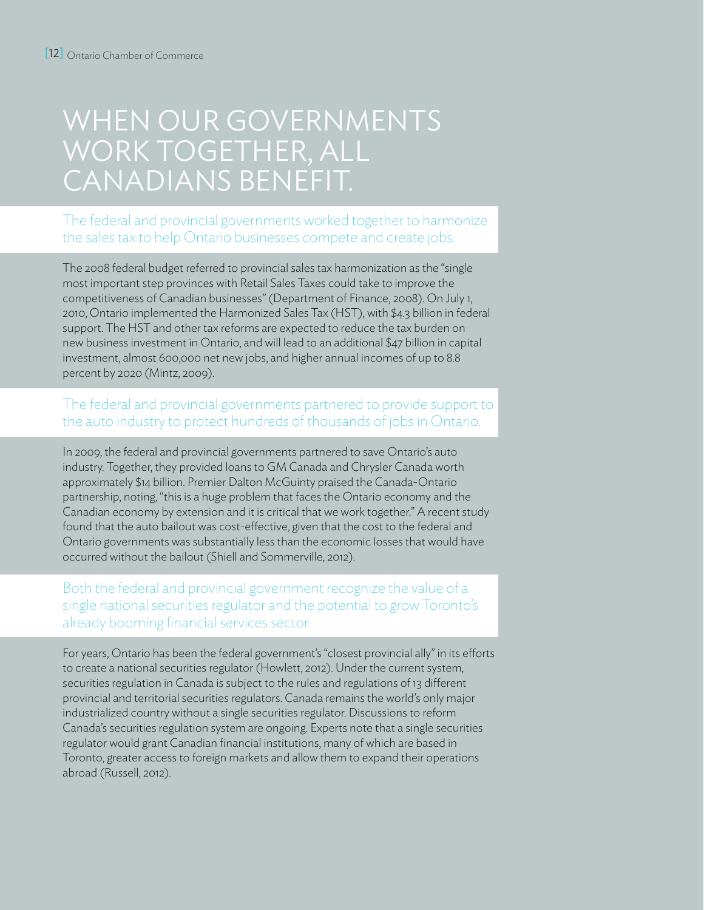# WHEN OUR GOVERNMENTS WORK TOGETHER, ALL CANADIANS BENEFIT.

## The federal and provincial governments worked together to harmonize the sales tax to help Ontario businesses compete and create jobs.

The 2008 federal budget referred to provincial sales tax harmonization as the "single most important step provinces with Retail Sales Taxes could take to improve the competitiveness of Canadian businesses" (Department of Finance, 2008). On July 1, 2010, Ontario implemented the Harmonized Sales Tax (HST), with $4.3 billion in federal support. The HST and other tax reforms are expected to reduce the tax burden on new business investment in Ontario, and will lead to an additional $47 billion in capital investment, almost 600,000 net new jobs, and higher annual incomes of up to 8.8 percent by 2020 (Mintz, 2009).

## The federal and provincial governments partnered to provide support to the auto industry to protect hundreds of thousands of jobs in Ontario.

In 2009, the federal and provincial governments partnered to save Ontario's auto industry. Together, they provided loans to GM Canada and Chrysler Canada worth approximately $14 billion. Premier Dalton McGuinty praised the Canada-Ontario partnership, noting, "this is a huge problem that faces the Ontario economy and the Canadian economy by extension and it is critical that we work together." A recent study found that the auto bailout was cost-effective, given that the cost to the federal and Ontario governments was substantially less than the economic losses that would have occurred without the bailout (Shiell and Sommerville, 2012).

## Both the federal and provincial government recognize the value of a single national securities regulator and the potential to grow Toronto's already booming financial services sector.

For years, Ontario has been the federal government's "closest provincial ally" in its efforts to create a national securities regulator (Howlett, 2012). Under the current system, securities regulation in Canada is subject to the rules and regulations of 13 different provincial and territorial securities regulators. Canada remains the world's only major industrialized country without a single securities regulator. Discussions to reform Canada's securities regulation system are ongoing. Experts note that a single securities regulator would grant Canadian financial institutions, many of which are based in Toronto, greater access to foreign markets and allow them to expand their operations abroad (Russell, 2012).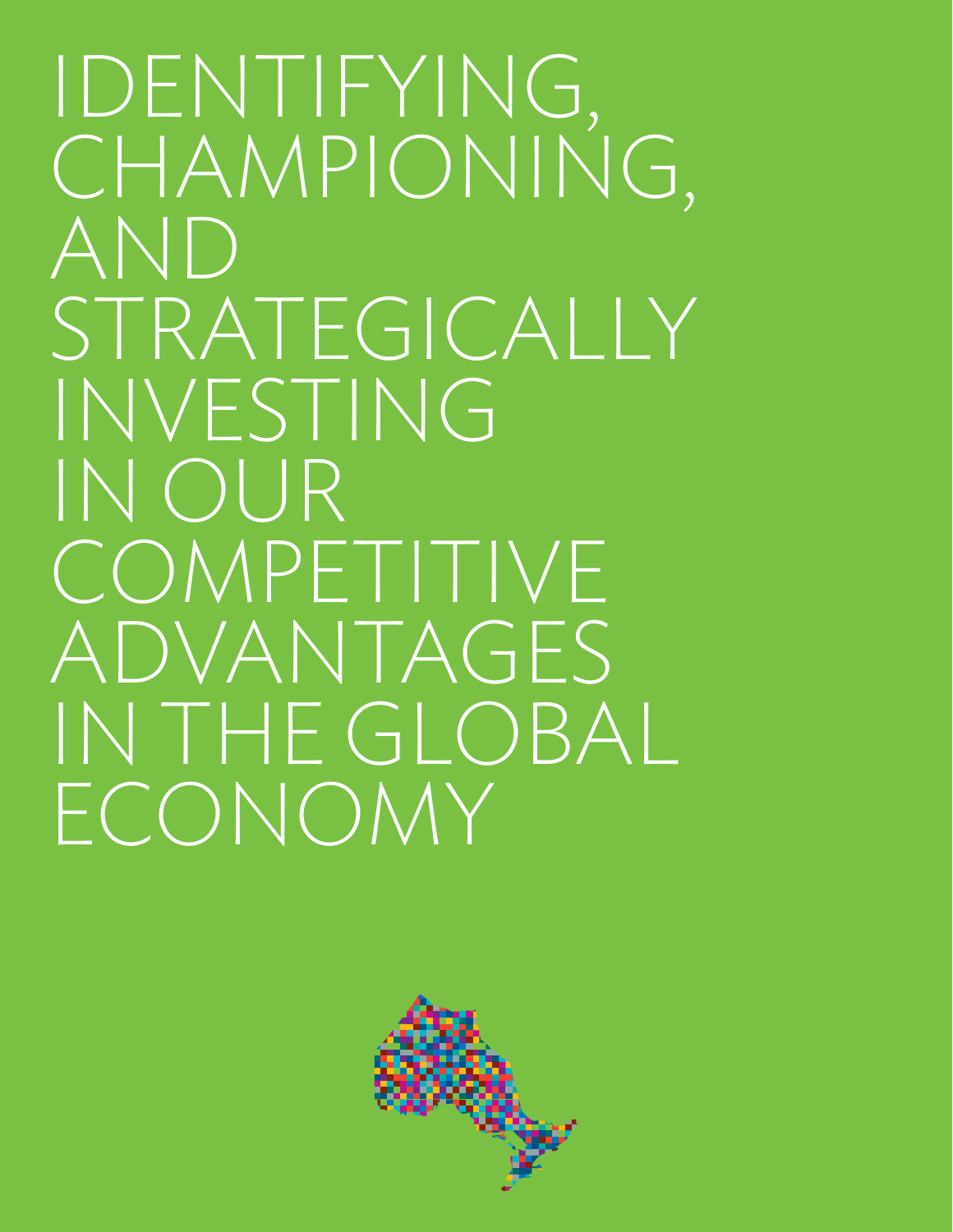# IDENTIFYING, CHAMPIONING, AND STRATEGICALLY INVESTING IN OUR COMPETITIVE ADVANTAGES IN THE GLOBAL ECONOMY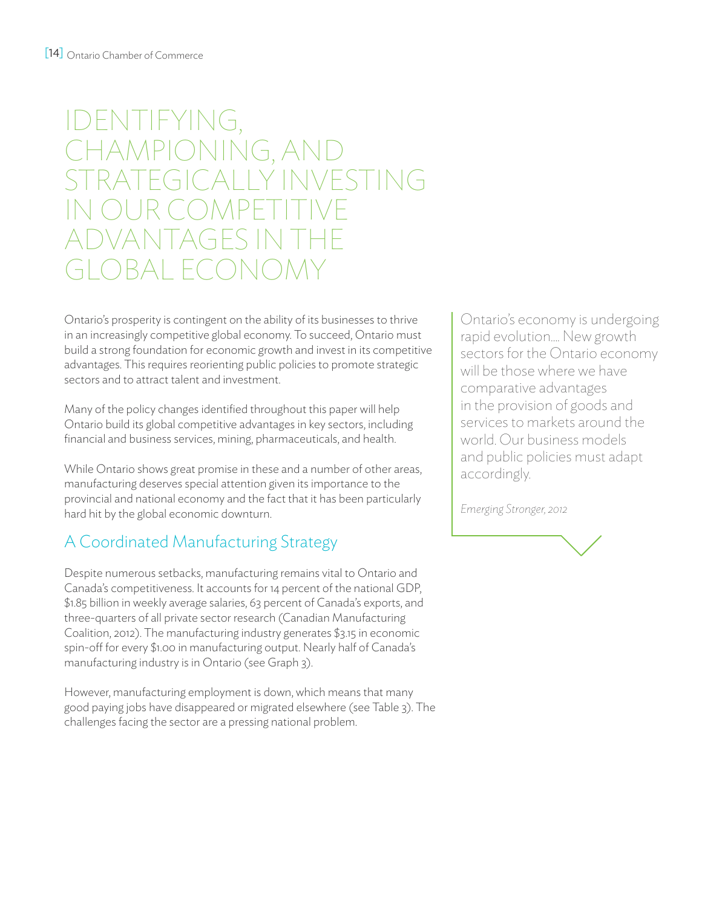# IDENTIFYING, CHAMPIONING, AND STRATEGICALLY INVESTING IN OUR COMPETITIVE ADVANTAGES IN THE GLOBAL ECONOMY

Ontario's prosperity is contingent on the ability of its businesses to thrive in an increasingly competitive global economy. To succeed, Ontario must build a strong foundation for economic growth and invest in its competitive advantages. This requires reorienting public policies to promote strategic sectors and to attract talent and investment.

Many of the policy changes identified throughout this paper will help Ontario build its global competitive advantages in key sectors, including financial and business services, mining, pharmaceuticals, and health.

While Ontario shows great promise in these and a number of other areas, manufacturing deserves special attention given its importance to the provincial and national economy and the fact that it has been particularly hard hit by the global economic downturn.

> Ontario's economy is undergoing rapid evolution.... New growth sectors for the Ontario economy will be those where we have comparative advantages in the provision of goods and services to markets around the world. Our business models and public policies must adapt accordingly.
>
> *Emerging Stronger, 2012*

## A Coordinated Manufacturing Strategy

Despite numerous setbacks, manufacturing remains vital to Ontario and Canada's competitiveness. It accounts for 14 percent of the national GDP, $1.85 billion in weekly average salaries, 63 percent of Canada's exports, and three-quarters of all private sector research (Canadian Manufacturing Coalition, 2012). The manufacturing industry generates $3.15 in economic spin-off for every $1.00 in manufacturing output. Nearly half of Canada's manufacturing industry is in Ontario (see Graph 3).

However, manufacturing employment is down, which means that many good paying jobs have disappeared or migrated elsewhere (see Table 3). The challenges facing the sector are a pressing national problem.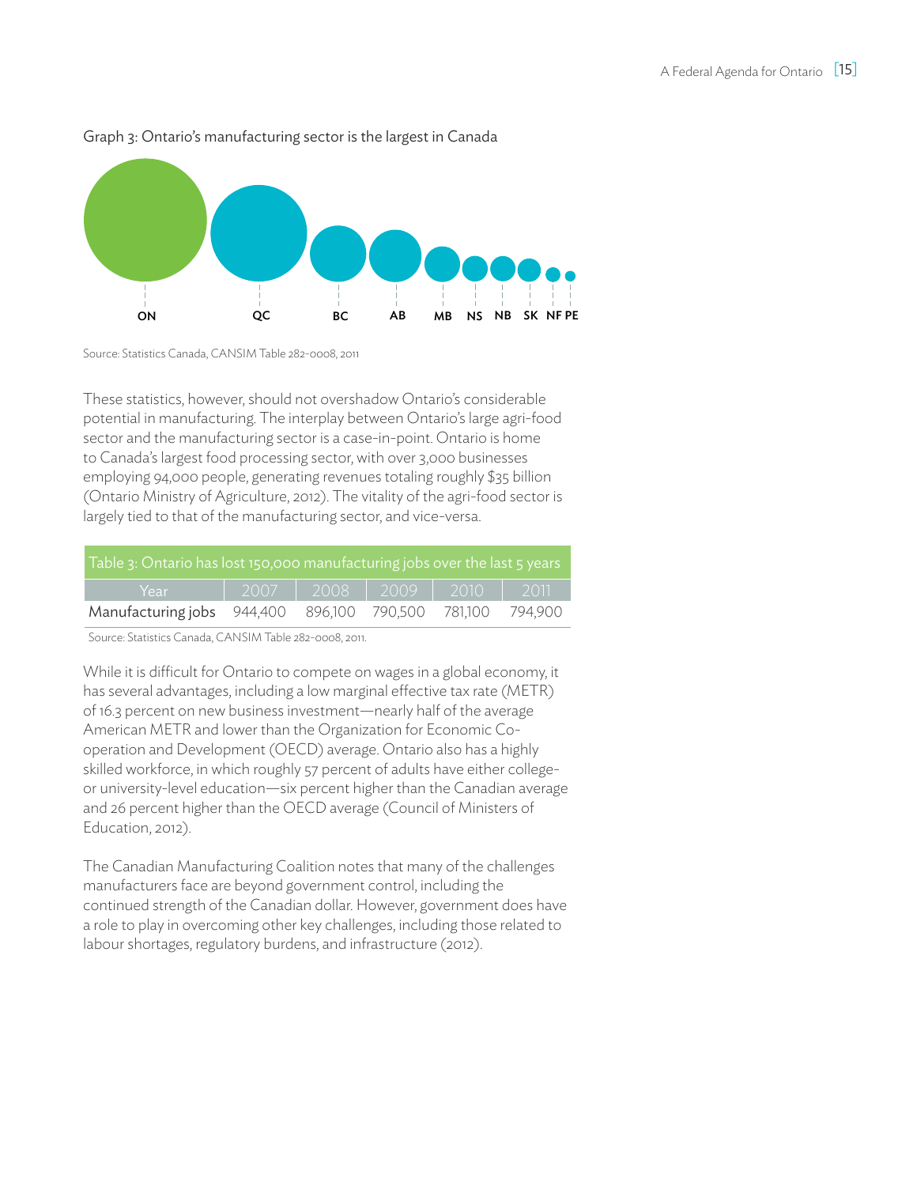Graph 3: Ontario's manufacturing sector is the largest in Canada

ON QC BC AB MB NS NB SK NF PE

Source: Statistics Canada, CANSIM Table 282-0008, 2011

These statistics, however, should not overshadow Ontario's considerable potential in manufacturing. The interplay between Ontario's large agri-food sector and the manufacturing sector is a case-in-point. Ontario is home to Canada's largest food processing sector, with over 3,000 businesses employing 94,000 people, generating revenues totaling roughly $35 billion (Ontario Ministry of Agriculture, 2012). The vitality of the agri-food sector is largely tied to that of the manufacturing sector, and vice-versa.

Table 3: Ontario has lost 150,000 manufacturing jobs over the last 5 years

| Year | 2007 | 2008 | 2009 | 2010 | 2011 |
|---|---|---|---|---|---|
| Manufacturing jobs | 944,400 | 896,100 | 790,500 | 781,100 | 794,900 |

Source: Statistics Canada, CANSIM Table 282-0008, 2011.

While it is difficult for Ontario to compete on wages in a global economy, it has several advantages, including a low marginal effective tax rate (METR) of 16.3 percent on new business investment—nearly half of the average American METR and lower than the Organization for Economic Co-operation and Development (OECD) average. Ontario also has a highly skilled workforce, in which roughly 57 percent of adults have either college- or university-level education—six percent higher than the Canadian average and 26 percent higher than the OECD average (Council of Ministers of Education, 2012).

The Canadian Manufacturing Coalition notes that many of the challenges manufacturers face are beyond government control, including the continued strength of the Canadian dollar. However, government does have a role to play in overcoming other key challenges, including those related to labour shortages, regulatory burdens, and infrastructure (2012).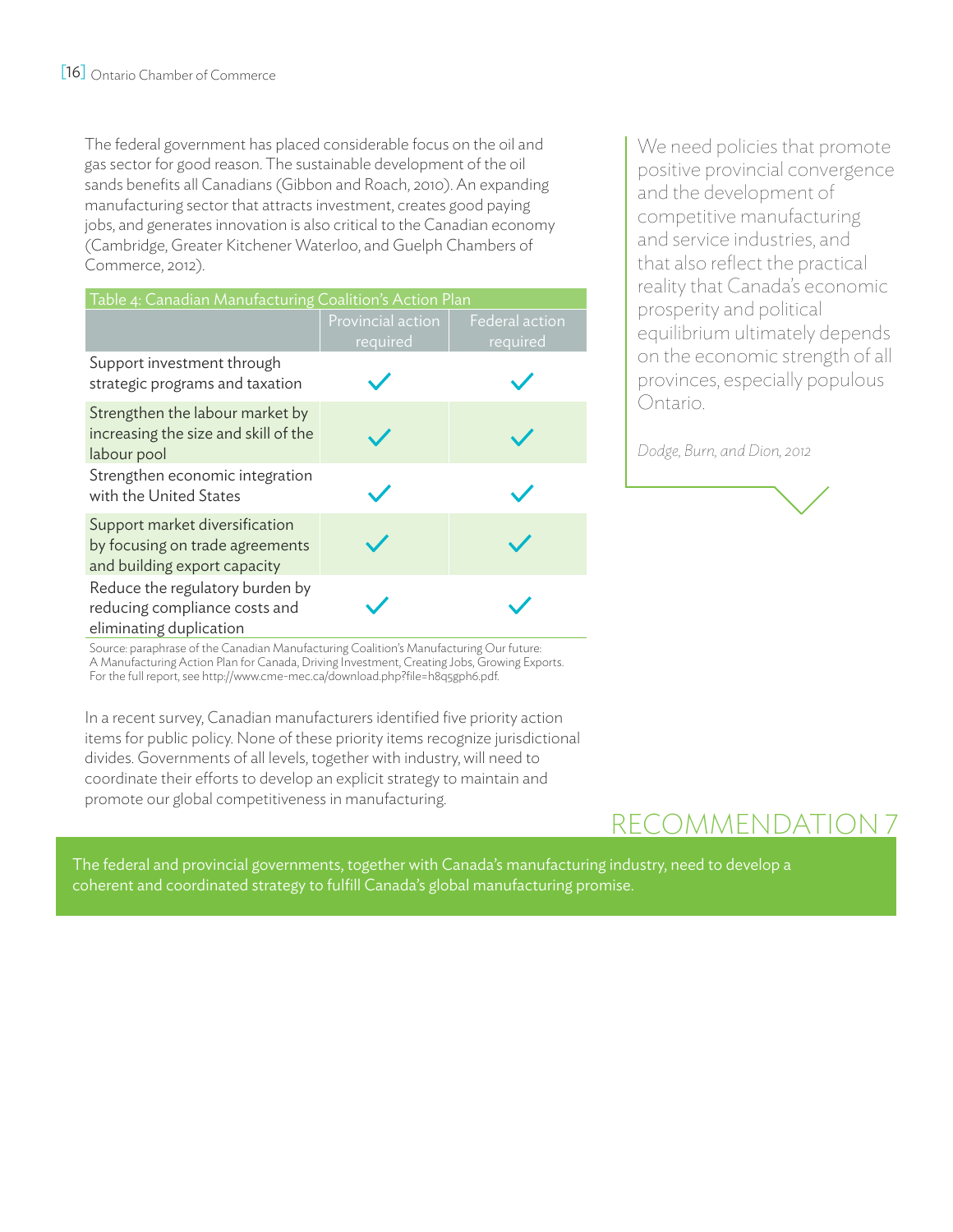The federal government has placed considerable focus on the oil and gas sector for good reason. The sustainable development of the oil sands benefits all Canadians (Gibbon and Roach, 2010). An expanding manufacturing sector that attracts investment, creates good paying jobs, and generates innovation is also critical to the Canadian economy (Cambridge, Greater Kitchener Waterloo, and Guelph Chambers of Commerce, 2012).

> We need policies that promote positive provincial convergence and the development of competitive manufacturing and service industries, and that also reflect the practical reality that Canada's economic prosperity and political equilibrium ultimately depends on the economic strength of all provinces, especially populous Ontario.
>
> *Dodge, Burn, and Dion, 2012*

Table 4: Canadian Manufacturing Coalition's Action Plan

| | Provincial action required | Federal action required |
|---|---|---|
| Support investment through strategic programs and taxation | ✓ | ✓ |
| Strengthen the labour market by increasing the size and skill of the labour pool | ✓ | ✓ |
| Strengthen economic integration with the United States | ✓ | ✓ |
| Support market diversification by focusing on trade agreements and building export capacity | ✓ | ✓ |
| Reduce the regulatory burden by reducing compliance costs and eliminating duplication | ✓ | ✓ |

Source: paraphrase of the Canadian Manufacturing Coalition's Manufacturing Our future: A Manufacturing Action Plan for Canada, Driving Investment, Creating Jobs, Growing Exports. For the full report, see http://www.cme-mec.ca/download.php?file=h8q5gph6.pdf.

In a recent survey, Canadian manufacturers identified five priority action items for public policy. None of these priority items recognize jurisdictional divides. Governments of all levels, together with industry, will need to coordinate their efforts to develop an explicit strategy to maintain and promote our global competitiveness in manufacturing.

## RECOMMENDATION 7

The federal and provincial governments, together with Canada's manufacturing industry, need to develop a coherent and coordinated strategy to fulfill Canada's global manufacturing promise.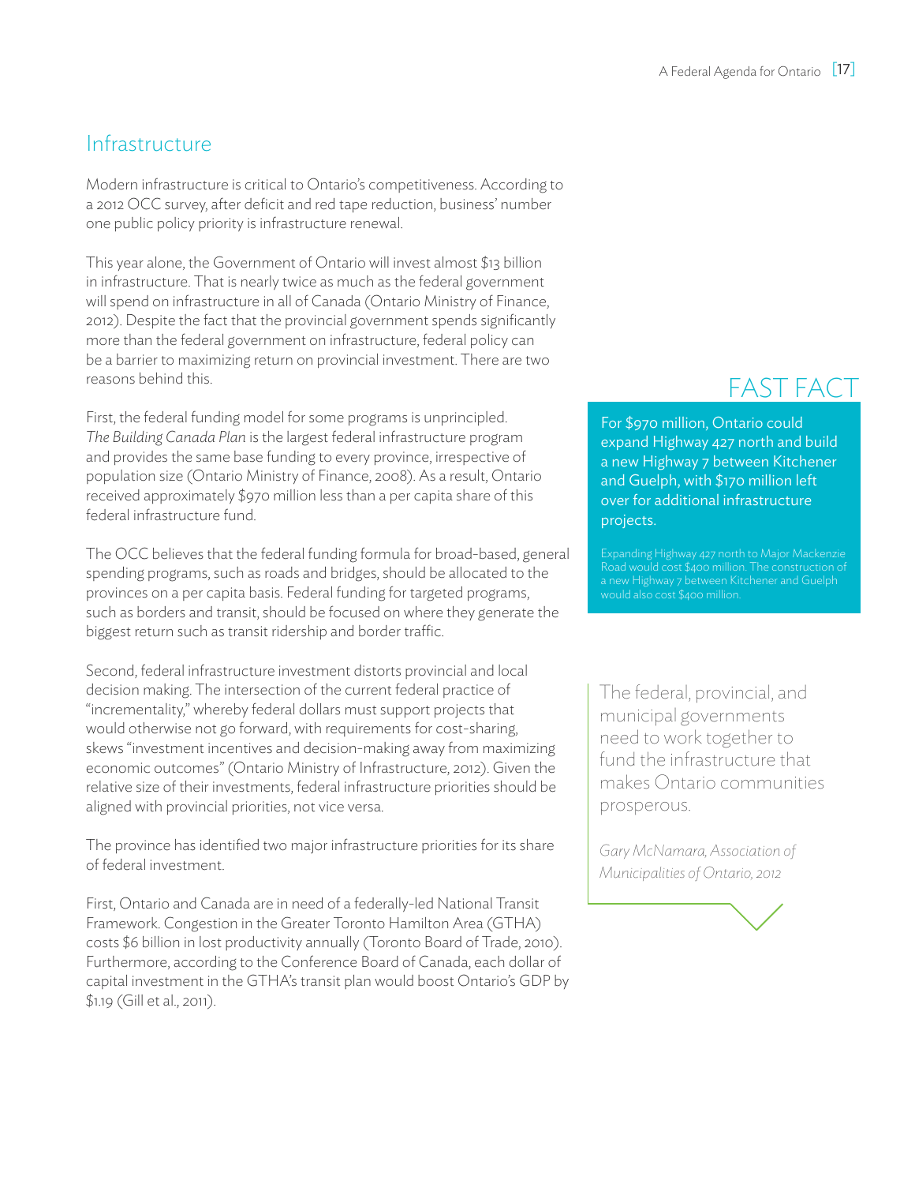## Infrastructure

Modern infrastructure is critical to Ontario's competitiveness. According to a 2012 OCC survey, after deficit and red tape reduction, business' number one public policy priority is infrastructure renewal.

This year alone, the Government of Ontario will invest almost $13 billion in infrastructure. That is nearly twice as much as the federal government will spend on infrastructure in all of Canada (Ontario Ministry of Finance, 2012). Despite the fact that the provincial government spends significantly more than the federal government on infrastructure, federal policy can be a barrier to maximizing return on provincial investment. There are two reasons behind this.

First, the federal funding model for some programs is unprincipled. *The Building Canada Plan* is the largest federal infrastructure program and provides the same base funding to every province, irrespective of population size (Ontario Ministry of Finance, 2008). As a result, Ontario received approximately $970 million less than a per capita share of this federal infrastructure fund.

The OCC believes that the federal funding formula for broad-based, general spending programs, such as roads and bridges, should be allocated to the provinces on a per capita basis. Federal funding for targeted programs, such as borders and transit, should be focused on where they generate the biggest return such as transit ridership and border traffic.

Second, federal infrastructure investment distorts provincial and local decision making. The intersection of the current federal practice of "incrementality," whereby federal dollars must support projects that would otherwise not go forward, with requirements for cost-sharing, skews "investment incentives and decision-making away from maximizing economic outcomes" (Ontario Ministry of Infrastructure, 2012). Given the relative size of their investments, federal infrastructure priorities should be aligned with provincial priorities, not vice versa.

The province has identified two major infrastructure priorities for its share of federal investment.

First, Ontario and Canada are in need of a federally-led National Transit Framework. Congestion in the Greater Toronto Hamilton Area (GTHA) costs $6 billion in lost productivity annually (Toronto Board of Trade, 2010). Furthermore, according to the Conference Board of Canada, each dollar of capital investment in the GTHA's transit plan would boost Ontario's GDP by $1.19 (Gill et al., 2011).

### FAST FACT

For $970 million, Ontario could expand Highway 427 north and build a new Highway 7 between Kitchener and Guelph, with $170 million left over for additional infrastructure projects.

Expanding Highway 427 north to Major Mackenzie Road would cost $400 million. The construction of a new Highway 7 between Kitchener and Guelph would also cost $400 million.

> The federal, provincial, and municipal governments need to work together to fund the infrastructure that makes Ontario communities prosperous.
>
> *Gary McNamara, Association of Municipalities of Ontario, 2012*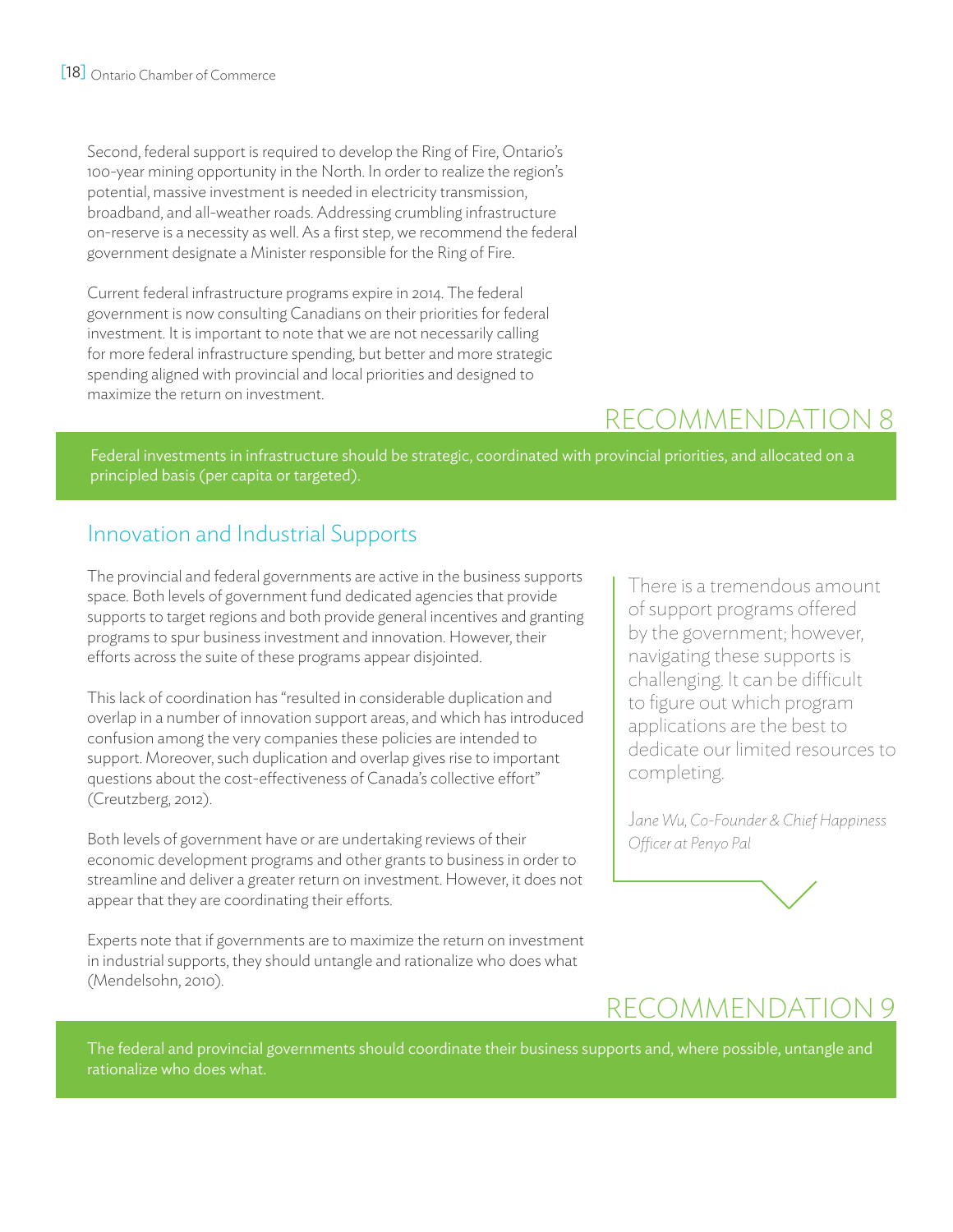Second, federal support is required to develop the Ring of Fire, Ontario's 100-year mining opportunity in the North. In order to realize the region's potential, massive investment is needed in electricity transmission, broadband, and all-weather roads. Addressing crumbling infrastructure on-reserve is a necessity as well. As a first step, we recommend the federal government designate a Minister responsible for the Ring of Fire.

Current federal infrastructure programs expire in 2014. The federal government is now consulting Canadians on their priorities for federal investment. It is important to note that we are not necessarily calling for more federal infrastructure spending, but better and more strategic spending aligned with provincial and local priorities and designed to maximize the return on investment.

## RECOMMENDATION 8

Federal investments in infrastructure should be strategic, coordinated with provincial priorities, and allocated on a principled basis (per capita or targeted).

## Innovation and Industrial Supports

The provincial and federal governments are active in the business supports space. Both levels of government fund dedicated agencies that provide supports to target regions and both provide general incentives and granting programs to spur business investment and innovation. However, their efforts across the suite of these programs appear disjointed.

This lack of coordination has "resulted in considerable duplication and overlap in a number of innovation support areas, and which has introduced confusion among the very companies these policies are intended to support. Moreover, such duplication and overlap gives rise to important questions about the cost-effectiveness of Canada's collective effort" (Creutzberg, 2012).

Both levels of government have or are undertaking reviews of their economic development programs and other grants to business in order to streamline and deliver a greater return on investment. However, it does not appear that they are coordinating their efforts.

Experts note that if governments are to maximize the return on investment in industrial supports, they should untangle and rationalize who does what (Mendelsohn, 2010).

> There is a tremendous amount of support programs offered by the government; however, navigating these supports is challenging. It can be difficult to figure out which program applications are the best to dedicate our limited resources to completing.
>
> *Jane Wu, Co-Founder & Chief Happiness Officer at Penyo Pal*

## RECOMMENDATION 9

The federal and provincial governments should coordinate their business supports and, where possible, untangle and rationalize who does what.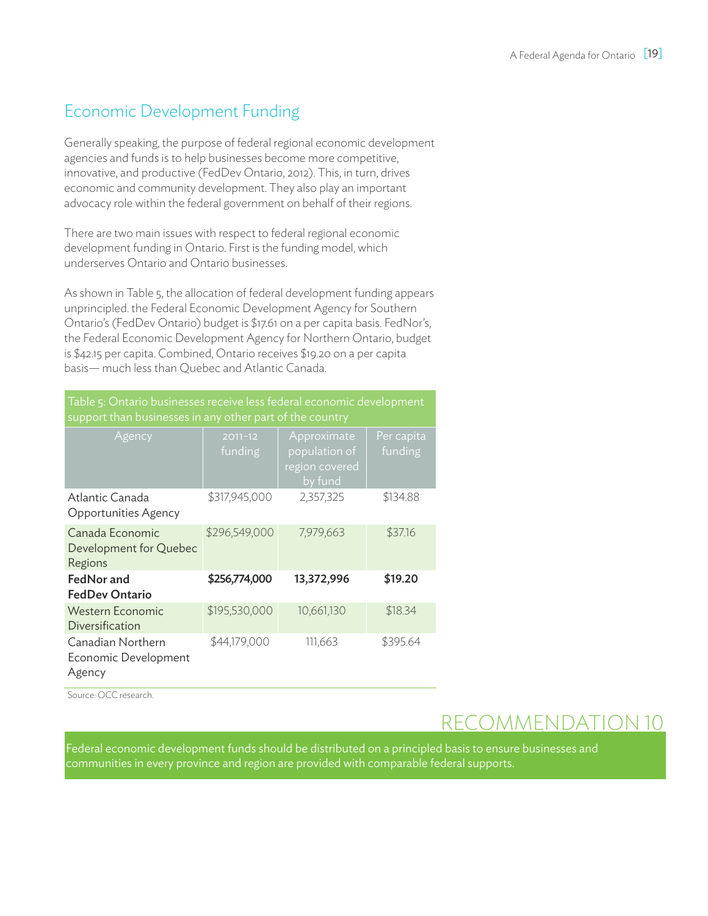## Economic Development Funding

Generally speaking, the purpose of federal regional economic development agencies and funds is to help businesses become more competitive, innovative, and productive (FedDev Ontario, 2012). This, in turn, drives economic and community development. They also play an important advocacy role within the federal government on behalf of their regions.

There are two main issues with respect to federal regional economic development funding in Ontario. First is the funding model, which underserves Ontario and Ontario businesses.

As shown in Table 5, the allocation of federal development funding appears unprincipled. the Federal Economic Development Agency for Southern Ontario's (FedDev Ontario) budget is $17.61 on a per capita basis. FedNor's, the Federal Economic Development Agency for Northern Ontario, budget is $42.15 per capita. Combined, Ontario receives $19.20 on a per capita basis— much less than Quebec and Atlantic Canada.

Table 5: Ontario businesses receive less federal economic development support than businesses in any other part of the country

| Agency | 2011-12 funding | Approximate population of region covered by fund | Per capita funding |
|---|---|---|---|
| Atlantic Canada Opportunities Agency | $317,945,000 | 2,357,325 | $134.88 |
| Canada Economic Development for Quebec Regions | $296,549,000 | 7,979,663 | $37.16 |
| **FedNor and FedDev Ontario** | **$256,774,000** | **13,372,996** | **$19.20** |
| Western Economic Diversification | $195,530,000 | 10,661,130 | $18.34 |
| Canadian Northern Economic Development Agency | $44,179,000 | 111,663 | $395.64 |

Source: OCC research.

## RECOMMENDATION 10

Federal economic development funds should be distributed on a principled basis to ensure businesses and communities in every province and region are provided with comparable federal supports.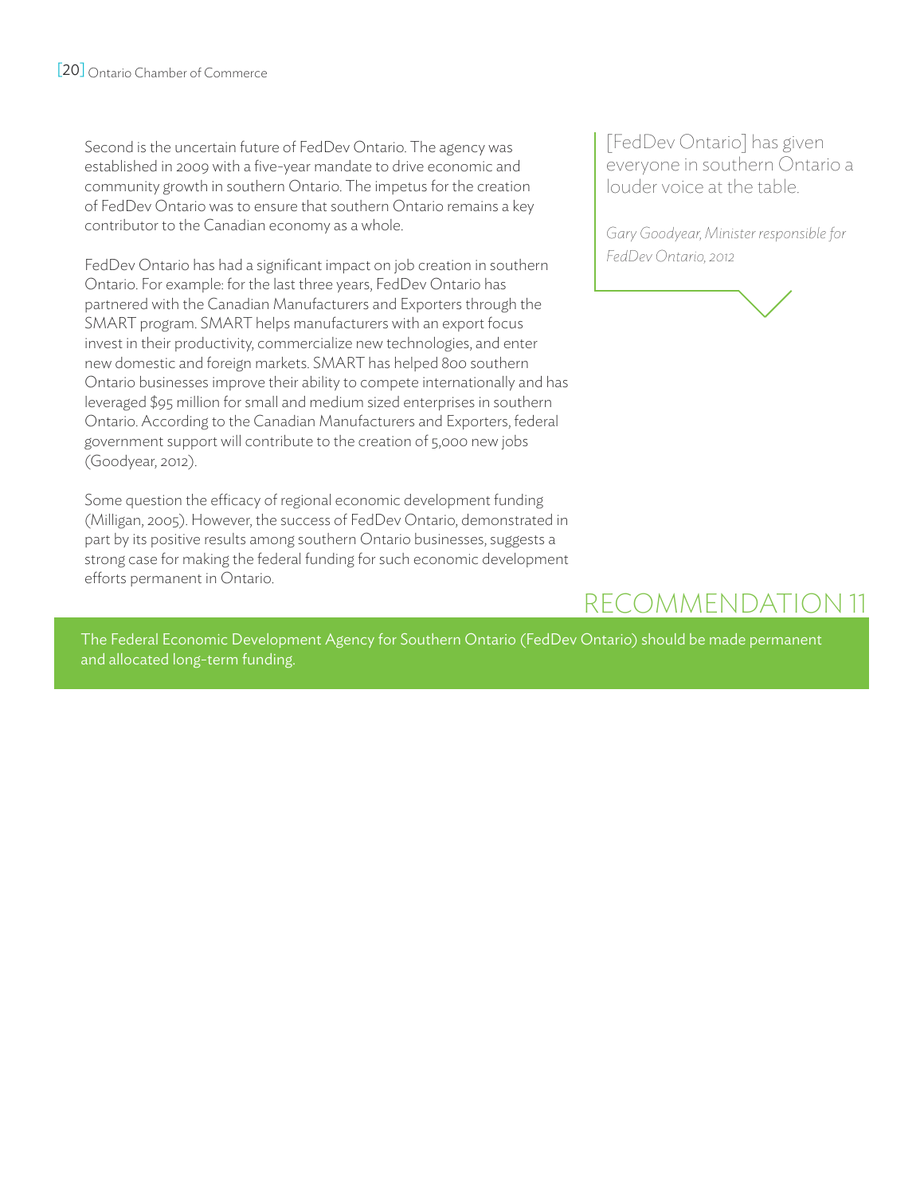Second is the uncertain future of FedDev Ontario. The agency was established in 2009 with a five-year mandate to drive economic and community growth in southern Ontario. The impetus for the creation of FedDev Ontario was to ensure that southern Ontario remains a key contributor to the Canadian economy as a whole.

FedDev Ontario has had a significant impact on job creation in southern Ontario. For example: for the last three years, FedDev Ontario has partnered with the Canadian Manufacturers and Exporters through the SMART program. SMART helps manufacturers with an export focus invest in their productivity, commercialize new technologies, and enter new domestic and foreign markets. SMART has helped 800 southern Ontario businesses improve their ability to compete internationally and has leveraged $95 million for small and medium sized enterprises in southern Ontario. According to the Canadian Manufacturers and Exporters, federal government support will contribute to the creation of 5,000 new jobs (Goodyear, 2012).

Some question the efficacy of regional economic development funding (Milligan, 2005). However, the success of FedDev Ontario, demonstrated in part by its positive results among southern Ontario businesses, suggests a strong case for making the federal funding for such economic development efforts permanent in Ontario.

> [FedDev Ontario] has given everyone in southern Ontario a louder voice at the table.
>
> *Gary Goodyear, Minister responsible for FedDev Ontario, 2012*

## RECOMMENDATION 11

The Federal Economic Development Agency for Southern Ontario (FedDev Ontario) should be made permanent and allocated long-term funding.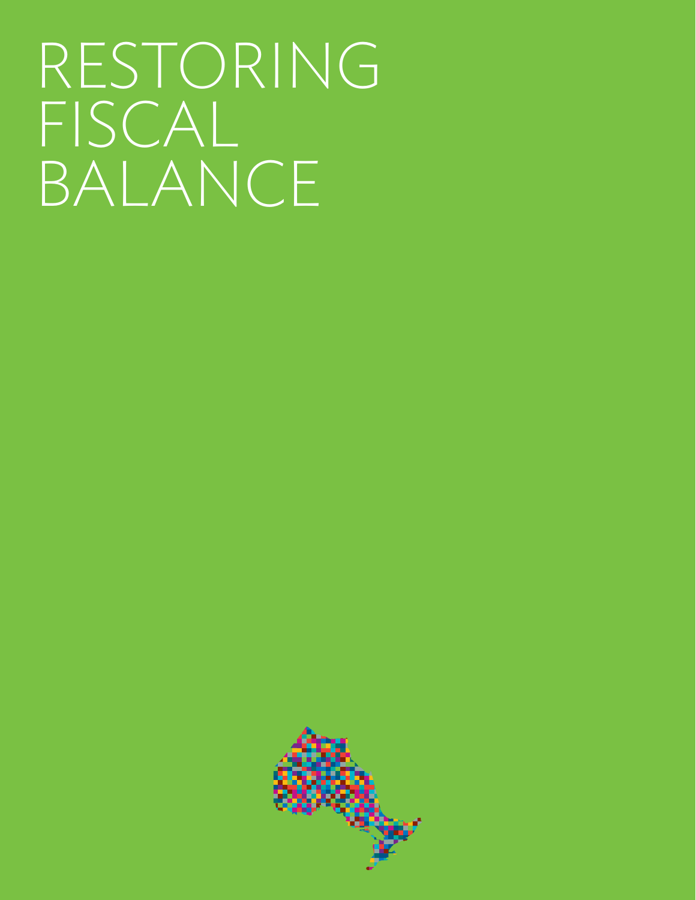# RESTORING FISCAL BALANCE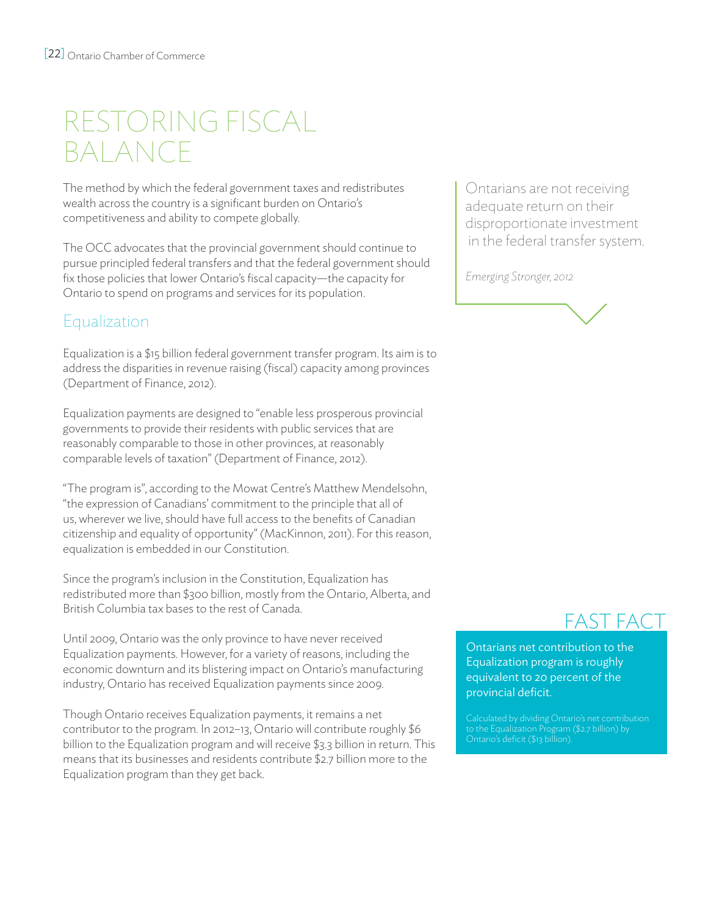# RESTORING FISCAL BALANCE

The method by which the federal government taxes and redistributes wealth across the country is a significant burden on Ontario's competitiveness and ability to compete globally.

The OCC advocates that the provincial government should continue to pursue principled federal transfers and that the federal government should fix those policies that lower Ontario's fiscal capacity—the capacity for Ontario to spend on programs and services for its population.

> Ontarians are not receiving adequate return on their disproportionate investment in the federal transfer system.
>
> *Emerging Stronger, 2012*

## Equalization

Equalization is a $15 billion federal government transfer program. Its aim is to address the disparities in revenue raising (fiscal) capacity among provinces (Department of Finance, 2012).

Equalization payments are designed to "enable less prosperous provincial governments to provide their residents with public services that are reasonably comparable to those in other provinces, at reasonably comparable levels of taxation" (Department of Finance, 2012).

"The program is", according to the Mowat Centre's Matthew Mendelsohn, "the expression of Canadians' commitment to the principle that all of us, wherever we live, should have full access to the benefits of Canadian citizenship and equality of opportunity" (MacKinnon, 2011). For this reason, equalization is embedded in our Constitution.

Since the program's inclusion in the Constitution, Equalization has redistributed more than $300 billion, mostly from the Ontario, Alberta, and British Columbia tax bases to the rest of Canada.

Until 2009, Ontario was the only province to have never received Equalization payments. However, for a variety of reasons, including the economic downturn and its blistering impact on Ontario's manufacturing industry, Ontario has received Equalization payments since 2009.

Though Ontario receives Equalization payments, it remains a net contributor to the program. In 2012–13, Ontario will contribute roughly $6 billion to the Equalization program and will receive $3.3 billion in return. This means that its businesses and residents contribute $2.7 billion more to the Equalization program than they get back.

### FAST FACT

Ontarians net contribution to the Equalization program is roughly equivalent to 20 percent of the provincial deficit.

Calculated by dividing Ontario's net contribution to the Equalization Program ($2.7 billion) by Ontario's deficit ($13 billion).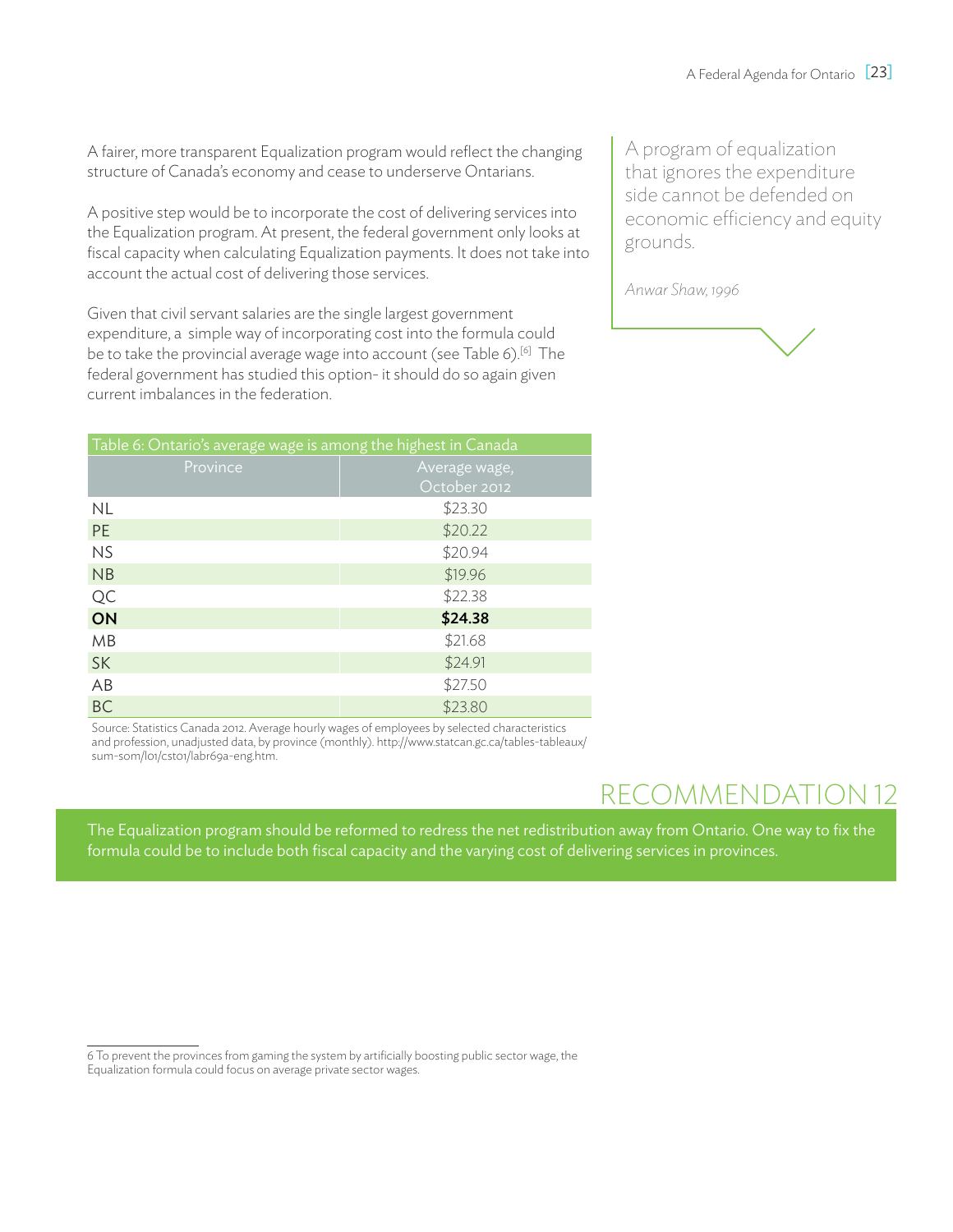A fairer, more transparent Equalization program would reflect the changing structure of Canada's economy and cease to underserve Ontarians.

A positive step would be to incorporate the cost of delivering services into the Equalization program. At present, the federal government only looks at fiscal capacity when calculating Equalization payments. It does not take into account the actual cost of delivering those services.

Given that civil servant salaries are the single largest government expenditure, a simple way of incorporating cost into the formula could be to take the provincial average wage into account (see Table 6).[6] The federal government has studied this option- it should do so again given current imbalances in the federation.

> A program of equalization that ignores the expenditure side cannot be defended on economic efficiency and equity grounds.
>
> *Anwar Shaw, 1996*

Table 6: Ontario's average wage is among the highest in Canada

| Province | Average wage, October 2012 |
|---|---|
| NL | $23.30 |
| PE | $20.22 |
| NS | $20.94 |
| NB | $19.96 |
| QC | $22.38 |
| **ON** | **$24.38** |
| MB | $21.68 |
| SK | $24.91 |
| AB | $27.50 |
| BC | $23.80 |

Source: Statistics Canada 2012. Average hourly wages of employees by selected characteristics and profession, unadjusted data, by province (monthly). http://www.statcan.gc.ca/tables-tableaux/sum-som/l01/cst01/labr69a-eng.htm.

## RECOMMENDATION 12

The Equalization program should be reformed to redress the net redistribution away from Ontario. One way to fix the formula could be to include both fiscal capacity and the varying cost of delivering services in provinces.

6 To prevent the provinces from gaming the system by artificially boosting public sector wage, the Equalization formula could focus on average private sector wages.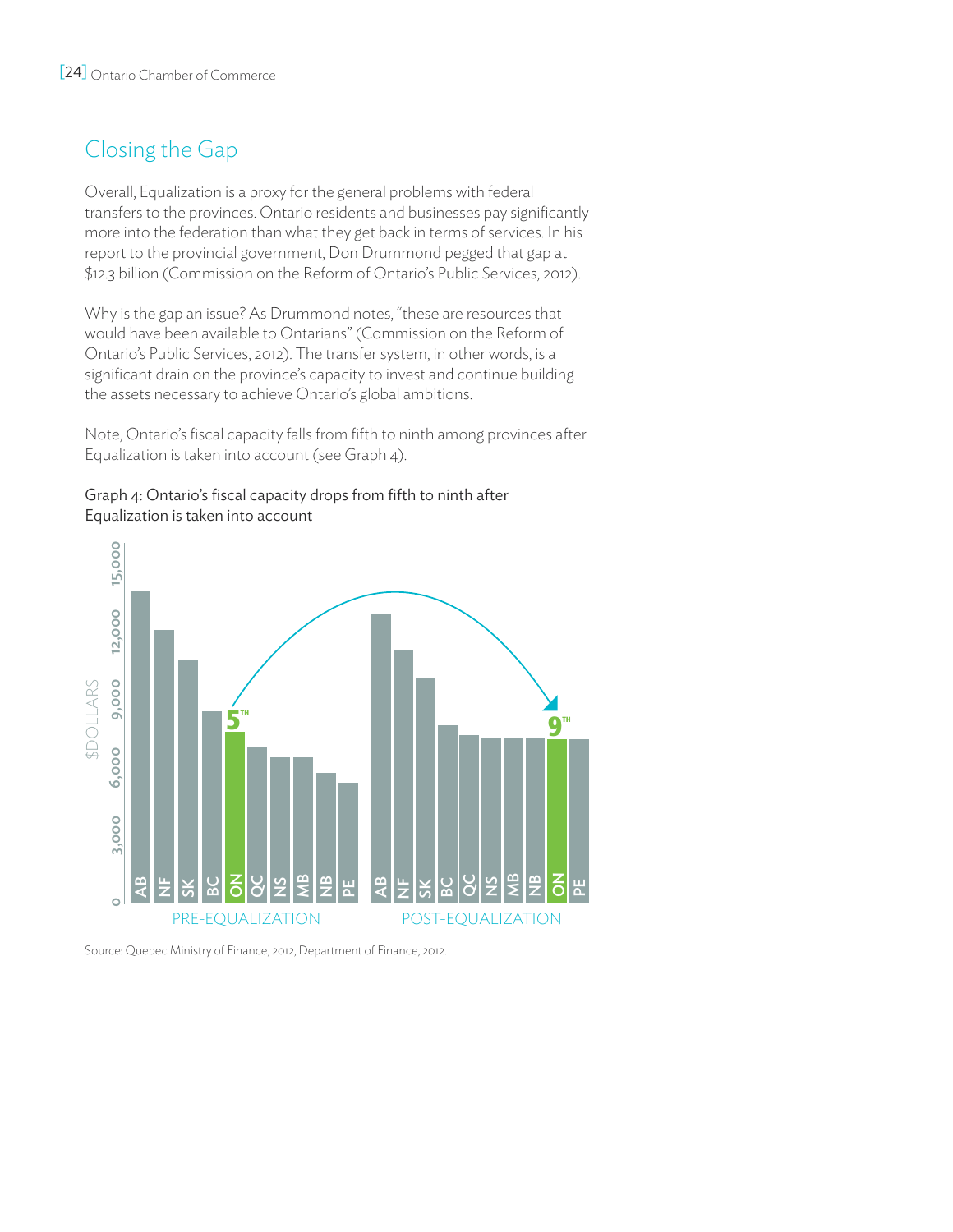## Closing the Gap

Overall, Equalization is a proxy for the general problems with federal transfers to the provinces. Ontario residents and businesses pay significantly more into the federation than what they get back in terms of services. In his report to the provincial government, Don Drummond pegged that gap at $12.3 billion (Commission on the Reform of Ontario's Public Services, 2012).

Why is the gap an issue? As Drummond notes, "these are resources that would have been available to Ontarians" (Commission on the Reform of Ontario's Public Services, 2012). The transfer system, in other words, is a significant drain on the province's capacity to invest and continue building the assets necessary to achieve Ontario's global ambitions.

Note, Ontario's fiscal capacity falls from fifth to ninth among provinces after Equalization is taken into account (see Graph 4).

Graph 4: Ontario's fiscal capacity drops from fifth to ninth after Equalization is taken into account

Source: Quebec Ministry of Finance, 2012, Department of Finance, 2012.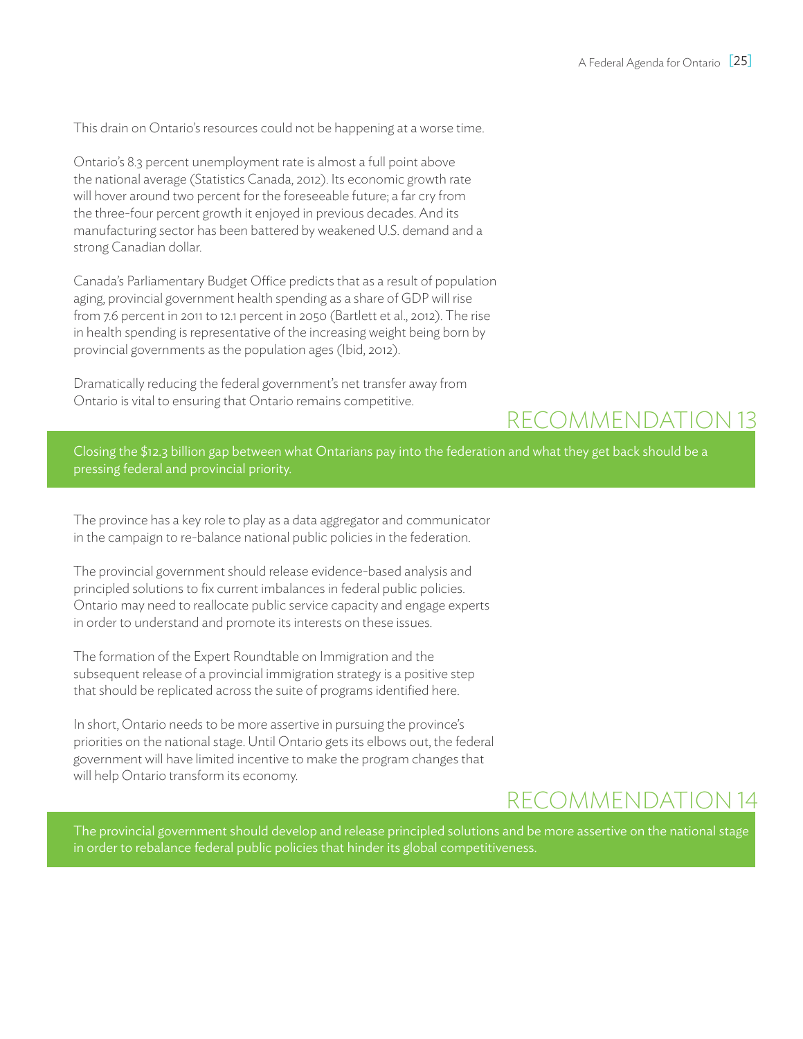This drain on Ontario's resources could not be happening at a worse time.

Ontario's 8.3 percent unemployment rate is almost a full point above the national average (Statistics Canada, 2012). Its economic growth rate will hover around two percent for the foreseeable future; a far cry from the three-four percent growth it enjoyed in previous decades. And its manufacturing sector has been battered by weakened U.S. demand and a strong Canadian dollar.

Canada's Parliamentary Budget Office predicts that as a result of population aging, provincial government health spending as a share of GDP will rise from 7.6 percent in 2011 to 12.1 percent in 2050 (Bartlett et al., 2012). The rise in health spending is representative of the increasing weight being born by provincial governments as the population ages (Ibid, 2012).

Dramatically reducing the federal government's net transfer away from Ontario is vital to ensuring that Ontario remains competitive.

## RECOMMENDATION 13

Closing the $12.3 billion gap between what Ontarians pay into the federation and what they get back should be a pressing federal and provincial priority.

The province has a key role to play as a data aggregator and communicator in the campaign to re-balance national public policies in the federation.

The provincial government should release evidence-based analysis and principled solutions to fix current imbalances in federal public policies. Ontario may need to reallocate public service capacity and engage experts in order to understand and promote its interests on these issues.

The formation of the Expert Roundtable on Immigration and the subsequent release of a provincial immigration strategy is a positive step that should be replicated across the suite of programs identified here.

In short, Ontario needs to be more assertive in pursuing the province's priorities on the national stage. Until Ontario gets its elbows out, the federal government will have limited incentive to make the program changes that will help Ontario transform its economy.

## RECOMMENDATION 14

The provincial government should develop and release principled solutions and be more assertive on the national stage in order to rebalance federal public policies that hinder its global competitiveness.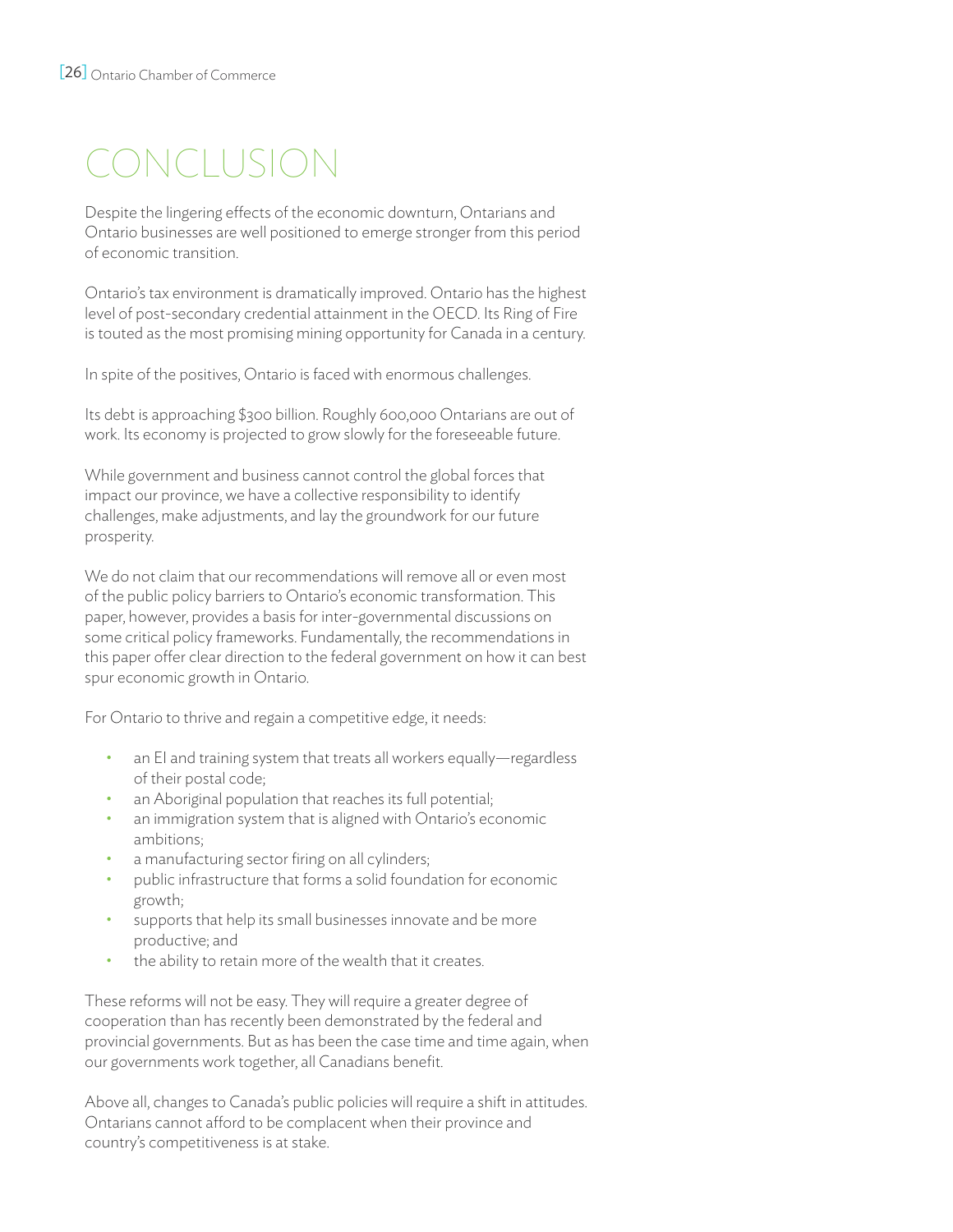# CONCLUSION

Despite the lingering effects of the economic downturn, Ontarians and Ontario businesses are well positioned to emerge stronger from this period of economic transition.

Ontario's tax environment is dramatically improved. Ontario has the highest level of post-secondary credential attainment in the OECD. Its Ring of Fire is touted as the most promising mining opportunity for Canada in a century.

In spite of the positives, Ontario is faced with enormous challenges.

Its debt is approaching $300 billion. Roughly 600,000 Ontarians are out of work. Its economy is projected to grow slowly for the foreseeable future.

While government and business cannot control the global forces that impact our province, we have a collective responsibility to identify challenges, make adjustments, and lay the groundwork for our future prosperity.

We do not claim that our recommendations will remove all or even most of the public policy barriers to Ontario's economic transformation. This paper, however, provides a basis for inter-governmental discussions on some critical policy frameworks. Fundamentally, the recommendations in this paper offer clear direction to the federal government on how it can best spur economic growth in Ontario.

For Ontario to thrive and regain a competitive edge, it needs:

- an EI and training system that treats all workers equally—regardless of their postal code;
- an Aboriginal population that reaches its full potential;
- an immigration system that is aligned with Ontario's economic ambitions;
- a manufacturing sector firing on all cylinders;
- public infrastructure that forms a solid foundation for economic growth;
- supports that help its small businesses innovate and be more productive; and
- the ability to retain more of the wealth that it creates.

These reforms will not be easy. They will require a greater degree of cooperation than has recently been demonstrated by the federal and provincial governments. But as has been the case time and time again, when our governments work together, all Canadians benefit.

Above all, changes to Canada's public policies will require a shift in attitudes. Ontarians cannot afford to be complacent when their province and country's competitiveness is at stake.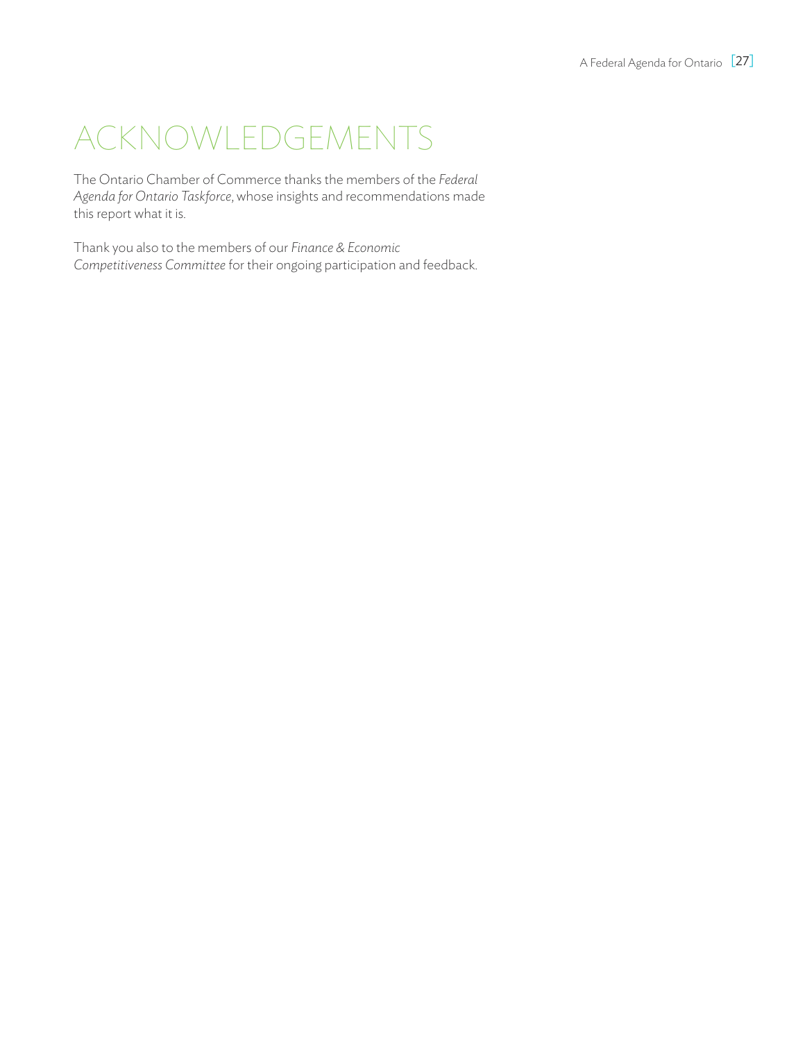# ACKNOWLEDGEMENTS

The Ontario Chamber of Commerce thanks the members of the *Federal Agenda for Ontario Taskforce*, whose insights and recommendations made this report what it is.

Thank you also to the members of our *Finance & Economic Competitiveness Committee* for their ongoing participation and feedback.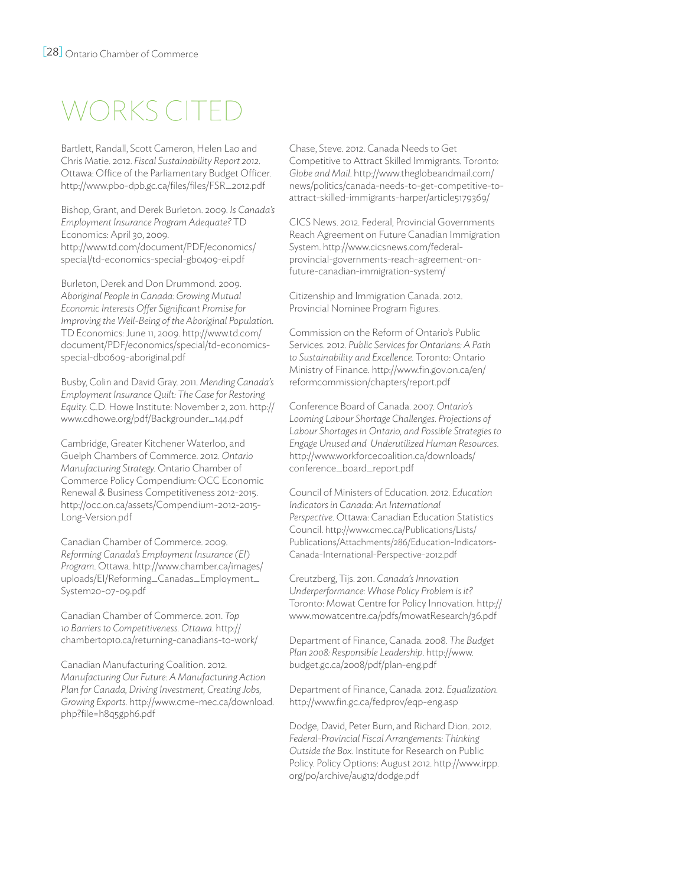# WORKS CITED

Bartlett, Randall, Scott Cameron, Helen Lao and Chris Matie. 2012. *Fiscal Sustainability Report 2012*. Ottawa: Office of the Parliamentary Budget Officer. http://www.pbo-dpb.gc.ca/files/files/FSR_2012.pdf

Bishop, Grant, and Derek Burleton. 2009. *Is Canada's Employment Insurance Program Adequate?* TD Economics: April 30, 2009. http://www.td.com/document/PDF/economics/special/td-economics-special-gb0409-ei.pdf

Burleton, Derek and Don Drummond. 2009. *Aboriginal People in Canada: Growing Mutual Economic Interests Offer Significant Promise for Improving the Well-Being of the Aboriginal Population*. TD Economics: June 11, 2009. http://www.td.com/document/PDF/economics/special/td-economics-special-db0609-aboriginal.pdf

Busby, Colin and David Gray. 2011. *Mending Canada's Employment Insurance Quilt: The Case for Restoring Equity*. C.D. Howe Institute: November 2, 2011. http://www.cdhowe.org/pdf/Backgrounder_144.pdf

Cambridge, Greater Kitchener Waterloo, and Guelph Chambers of Commerce. 2012. *Ontario Manufacturing Strategy*. Ontario Chamber of Commerce Policy Compendium: OCC Economic Renewal & Business Competitiveness 2012-2015. http://occ.on.ca/assets/Compendium-2012-2015-Long-Version.pdf

Canadian Chamber of Commerce. 2009. *Reforming Canada's Employment Insurance (EI) Program*. Ottawa. http://www.chamber.ca/images/uploads/EI/Reforming_Canadas_Employment_System20-07-09.pdf

Canadian Chamber of Commerce. 2011. *Top 10 Barriers to Competitiveness. Ottawa*. http://chambertop10.ca/returning-canadians-to-work/

Canadian Manufacturing Coalition. 2012. *Manufacturing Our Future: A Manufacturing Action Plan for Canada, Driving Investment, Creating Jobs, Growing Exports*. http://www.cme-mec.ca/download.php?file=h8q5gph6.pdf

Chase, Steve. 2012. Canada Needs to Get Competitive to Attract Skilled Immigrants. Toronto: *Globe and Mail*. http://www.theglobeandmail.com/news/politics/canada-needs-to-get-competitive-to-attract-skilled-immigrants-harper/article5179369/

CICS News. 2012. Federal, Provincial Governments Reach Agreement on Future Canadian Immigration System. http://www.cicsnews.com/federal-provincial-governments-reach-agreement-on-future-canadian-immigration-system/

Citizenship and Immigration Canada. 2012. Provincial Nominee Program Figures.

Commission on the Reform of Ontario's Public Services. 2012. *Public Services for Ontarians: A Path to Sustainability and Excellence*. Toronto: Ontario Ministry of Finance. http://www.fin.gov.on.ca/en/reformcommission/chapters/report.pdf

Conference Board of Canada. 2007. *Ontario's Looming Labour Shortage Challenges. Projections of Labour Shortages in Ontario, and Possible Strategies to Engage Unused and Underutilized Human Resources*. http://www.workforcecoalition.ca/downloads/conference_board_report.pdf

Council of Ministers of Education. 2012. *Education Indicators in Canada: An International Perspective*. Ottawa: Canadian Education Statistics Council. http://www.cmec.ca/Publications/Lists/Publications/Attachments/286/Education-Indicators-Canada-International-Perspective-2012.pdf

Creutzberg, Tijs. 2011. *Canada's Innovation Underperformance: Whose Policy Problem is it?* Toronto: Mowat Centre for Policy Innovation. http://www.mowatcentre.ca/pdfs/mowatResearch/36.pdf

Department of Finance, Canada. 2008. *The Budget Plan 2008: Responsible Leadership*. http://www.budget.gc.ca/2008/pdf/plan-eng.pdf

Department of Finance, Canada. 2012. *Equalization*. http://www.fin.gc.ca/fedprov/eqp-eng.asp

Dodge, David, Peter Burn, and Richard Dion. 2012. *Federal-Provincial Fiscal Arrangements: Thinking Outside the Box*. Institute for Research on Public Policy. Policy Options: August 2012. http://www.irpp.org/po/archive/aug12/dodge.pdf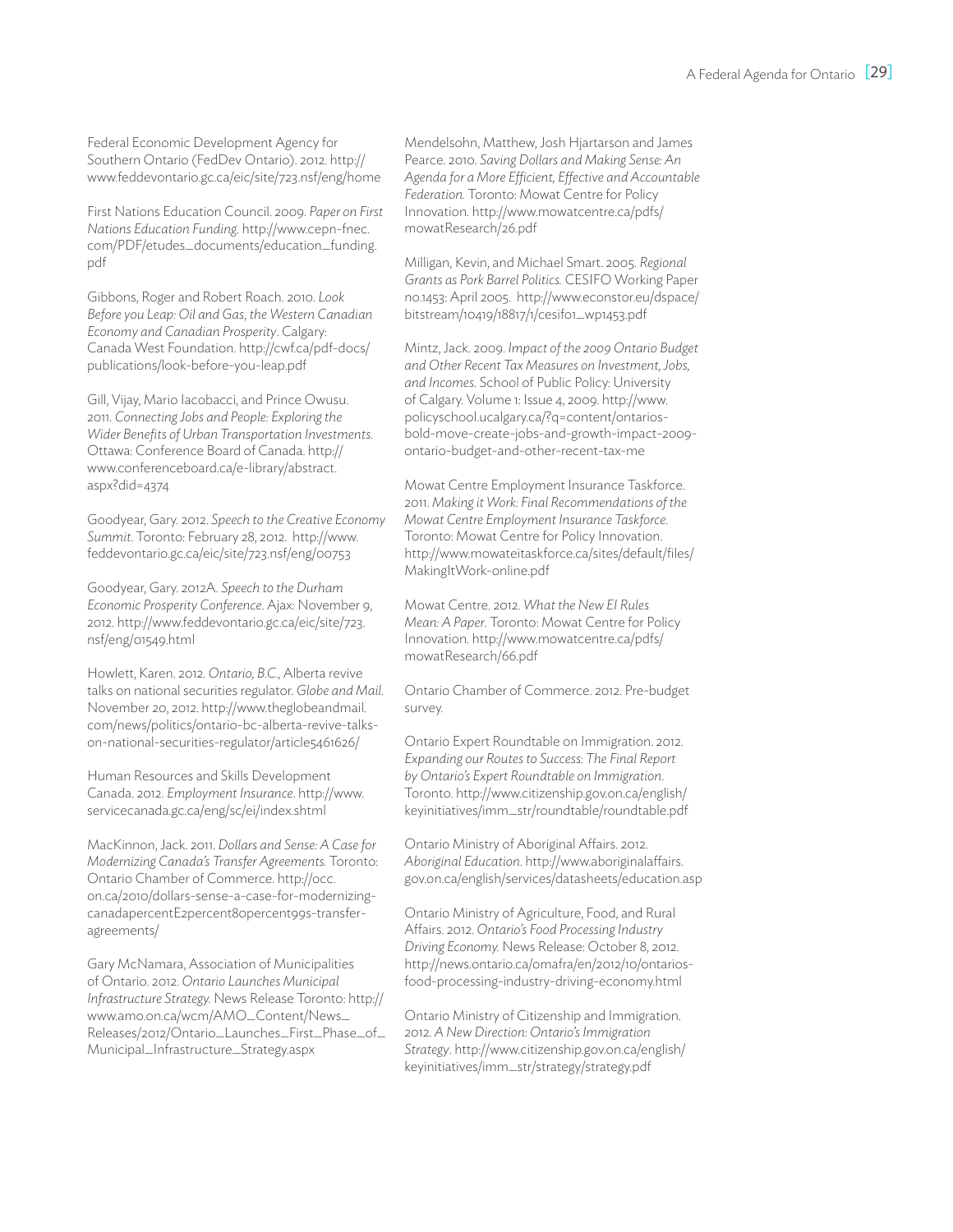Federal Economic Development Agency for Southern Ontario (FedDev Ontario). 2012. http://www.feddevontario.gc.ca/eic/site/723.nsf/eng/home

First Nations Education Council. 2009. *Paper on First Nations Education Funding.* http://www.cepn-fnec.com/PDF/etudes_documents/education_funding.pdf

Gibbons, Roger and Robert Roach. 2010. *Look Before you Leap: Oil and Gas, the Western Canadian Economy and Canadian Prosperity*. Calgary: Canada West Foundation. http://cwf.ca/pdf-docs/publications/look-before-you-leap.pdf

Gill, Vijay, Mario Iacobacci, and Prince Owusu. 2011. *Connecting Jobs and People: Exploring the Wider Benefits of Urban Transportation Investments.* Ottawa: Conference Board of Canada. http://www.conferenceboard.ca/e-library/abstract.aspx?did=4374

Goodyear, Gary. 2012. *Speech to the Creative Economy Summit.* Toronto: February 28, 2012. http://www.feddevontario.gc.ca/eic/site/723.nsf/eng/00753

Goodyear, Gary. 2012A. *Speech to the Durham Economic Prosperity Conference.* Ajax: November 9, 2012. http://www.feddevontario.gc.ca/eic/site/723.nsf/eng/01549.html

Howlett, Karen. 2012. *Ontario, B.C.,* Alberta revive talks on national securities regulator. *Globe and Mail.* November 20, 2012. http://www.theglobeandmail.com/news/politics/ontario-bc-alberta-revive-talks-on-national-securities-regulator/article5461626/

Human Resources and Skills Development Canada. 2012. *Employment Insurance.* http://www.servicecanada.gc.ca/eng/sc/ei/index.shtml

MacKinnon, Jack. 2011. *Dollars and Sense: A Case for Modernizing Canada's Transfer Agreements.* Toronto: Ontario Chamber of Commerce. http://occ.on.ca/2010/dollars-sense-a-case-for-modernizing-canadapercentE2percent80percent99s-transfer-agreements/

Gary McNamara, Association of Municipalities of Ontario. 2012. *Ontario Launches Municipal Infrastructure Strategy.* News Release Toronto: http://www.amo.on.ca/wcm/AMO_Content/News_Releases/2012/Ontario_Launches_First_Phase_of_Municipal_Infrastructure_Strategy.aspx

Mendelsohn, Matthew, Josh Hjartarson and James Pearce. 2010. *Saving Dollars and Making Sense: An Agenda for a More Efficient, Effective and Accountable Federation.* Toronto: Mowat Centre for Policy Innovation. http://www.mowatcentre.ca/pdfs/mowatResearch/26.pdf

Milligan, Kevin, and Michael Smart. 2005. *Regional Grants as Pork Barrel Politics.* CESIFO Working Paper no.1453: April 2005. http://www.econstor.eu/dspace/bitstream/10419/18817/1/cesifo1_wp1453.pdf

Mintz, Jack. 2009. *Impact of the 2009 Ontario Budget and Other Recent Tax Measures on Investment, Jobs, and Incomes.* School of Public Policy: University of Calgary. Volume 1: Issue 4, 2009. http://www.policyschool.ucalgary.ca/?q=content/ontarios-bold-move-create-jobs-and-growth-impact-2009-ontario-budget-and-other-recent-tax-me

Mowat Centre Employment Insurance Taskforce. 2011. *Making it Work: Final Recommendations of the Mowat Centre Employment Insurance Taskforce.* Toronto: Mowat Centre for Policy Innovation. http://www.mowateitaskforce.ca/sites/default/files/MakingItWork-online.pdf

Mowat Centre. 2012. *What the New EI Rules Mean: A Paper.* Toronto: Mowat Centre for Policy Innovation. http://www.mowatcentre.ca/pdfs/mowatResearch/66.pdf

Ontario Chamber of Commerce. 2012. Pre-budget survey.

Ontario Expert Roundtable on Immigration. 2012. *Expanding our Routes to Success: The Final Report by Ontario's Expert Roundtable on Immigration.* Toronto. http://www.citizenship.gov.on.ca/english/keyinitiatives/imm_str/roundtable/roundtable.pdf

Ontario Ministry of Aboriginal Affairs. 2012. *Aboriginal Education.* http://www.aboriginalaffairs.gov.on.ca/english/services/datasheets/education.asp

Ontario Ministry of Agriculture, Food, and Rural Affairs. 2012. *Ontario's Food Processing Industry Driving Economy.* News Release: October 8, 2012. http://news.ontario.ca/omafra/en/2012/10/ontarios-food-processing-industry-driving-economy.html

Ontario Ministry of Citizenship and Immigration. 2012. *A New Direction: Ontario's Immigration Strategy*. http://www.citizenship.gov.on.ca/english/keyinitiatives/imm_str/strategy/strategy.pdf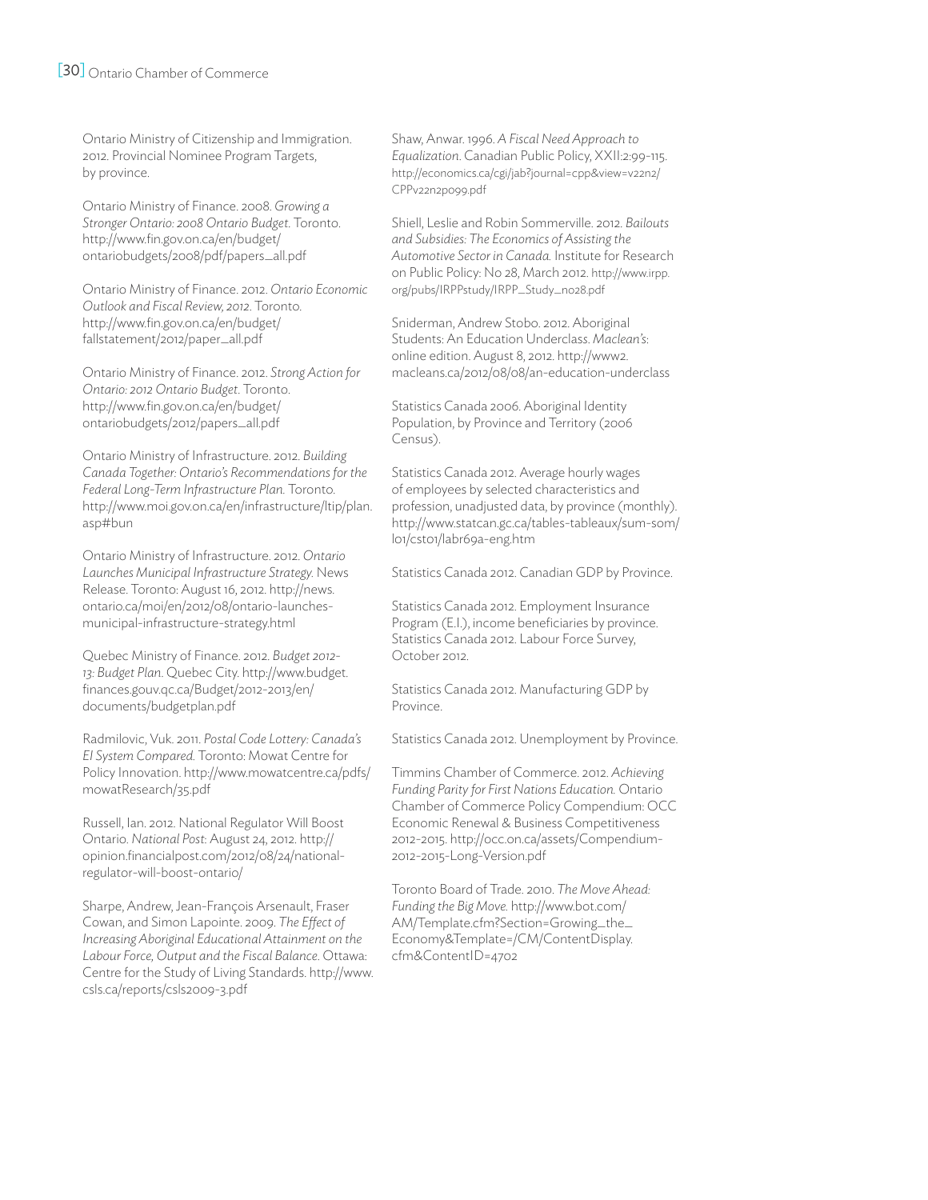Ontario Ministry of Citizenship and Immigration. 2012. Provincial Nominee Program Targets, by province.

Ontario Ministry of Finance. 2008. *Growing a Stronger Ontario: 2008 Ontario Budget*. Toronto. http://www.fin.gov.on.ca/en/budget/ontariobudgets/2008/pdf/papers_all.pdf

Ontario Ministry of Finance. 2012. *Ontario Economic Outlook and Fiscal Review, 2012*. Toronto. http://www.fin.gov.on.ca/en/budget/fallstatement/2012/paper_all.pdf

Ontario Ministry of Finance. 2012. *Strong Action for Ontario: 2012 Ontario Budget*. Toronto. http://www.fin.gov.on.ca/en/budget/ontariobudgets/2012/papers_all.pdf

Ontario Ministry of Infrastructure. 2012. *Building Canada Together: Ontario's Recommendations for the Federal Long-Term Infrastructure Plan.* Toronto. http://www.moi.gov.on.ca/en/infrastructure/ltip/plan.asp#bun

Ontario Ministry of Infrastructure. 2012. *Ontario Launches Municipal Infrastructure Strategy.* News Release. Toronto: August 16, 2012. http://news.ontario.ca/moi/en/2012/08/ontario-launches-municipal-infrastructure-strategy.html

Quebec Ministry of Finance. 2012. *Budget 2012-13: Budget Plan*. Quebec City. http://www.budget.finances.gouv.qc.ca/Budget/2012-2013/en/documents/budgetplan.pdf

Radmilovic, Vuk. 2011. *Postal Code Lottery: Canada's EI System Compared.* Toronto: Mowat Centre for Policy Innovation. http://www.mowatcentre.ca/pdfs/mowatResearch/35.pdf

Russell, Ian. 2012. National Regulator Will Boost Ontario. *National Post:* August 24, 2012. http://opinion.financialpost.com/2012/08/24/national-regulator-will-boost-ontario/

Sharpe, Andrew, Jean-François Arsenault, Fraser Cowan, and Simon Lapointe. 2009. *The Effect of Increasing Aboriginal Educational Attainment on the Labour Force, Output and the Fiscal Balance.* Ottawa: Centre for the Study of Living Standards. http://www.csls.ca/reports/csls2009-3.pdf

Shaw, Anwar. 1996. *A Fiscal Need Approach to Equalization*. Canadian Public Policy, XXII:2:99-115. http://economics.ca/cgi/jab?journal=cpp&view=v22n2/CPPv22n2p099.pdf

Shiell, Leslie and Robin Sommerville. 2012. *Bailouts and Subsidies: The Economics of Assisting the Automotive Sector in Canada.* Institute for Research on Public Policy: No 28, March 2012. http://www.irpp.org/pubs/IRPPstudy/IRPP_Study_no28.pdf

Sniderman, Andrew Stobo. 2012. Aboriginal Students: An Education Underclass. *Maclean's*: online edition. August 8, 2012. http://www2.macleans.ca/2012/08/08/an-education-underclass

Statistics Canada 2006. Aboriginal Identity Population, by Province and Territory (2006 Census).

Statistics Canada 2012. Average hourly wages of employees by selected characteristics and profession, unadjusted data, by province (monthly). http://www.statcan.gc.ca/tables-tableaux/sum-som/l01/cst01/labr69a-eng.htm

Statistics Canada 2012. Canadian GDP by Province.

Statistics Canada 2012. Employment Insurance Program (E.I.), income beneficiaries by province. Statistics Canada 2012. Labour Force Survey, October 2012.

Statistics Canada 2012. Manufacturing GDP by Province.

Statistics Canada 2012. Unemployment by Province.

Timmins Chamber of Commerce. 2012. *Achieving Funding Parity for First Nations Education.* Ontario Chamber of Commerce Policy Compendium: OCC Economic Renewal & Business Competitiveness 2012-2015. http://occ.on.ca/assets/Compendium-2012-2015-Long-Version.pdf

Toronto Board of Trade. 2010. *The Move Ahead: Funding the Big Move.* http://www.bot.com/AM/Template.cfm?Section=Growing_the_Economy&Template=/CM/ContentDisplay.cfm&ContentID=4702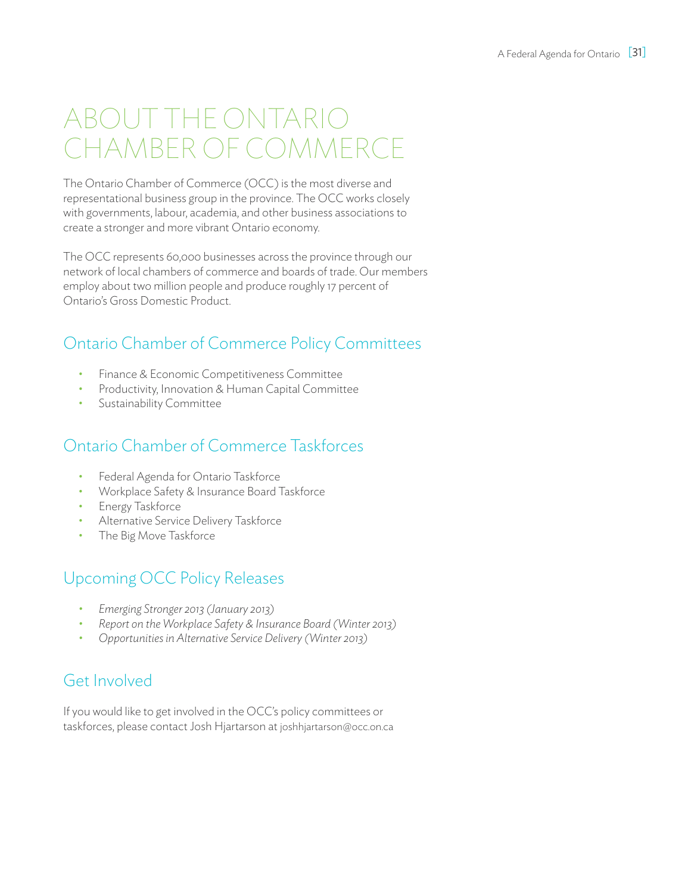# ABOUT THE ONTARIO CHAMBER OF COMMERCE

The Ontario Chamber of Commerce (OCC) is the most diverse and representational business group in the province. The OCC works closely with governments, labour, academia, and other business associations to create a stronger and more vibrant Ontario economy.

The OCC represents 60,000 businesses across the province through our network of local chambers of commerce and boards of trade. Our members employ about two million people and produce roughly 17 percent of Ontario's Gross Domestic Product.

## Ontario Chamber of Commerce Policy Committees

- Finance & Economic Competitiveness Committee
- Productivity, Innovation & Human Capital Committee
- Sustainability Committee

## Ontario Chamber of Commerce Taskforces

- Federal Agenda for Ontario Taskforce
- Workplace Safety & Insurance Board Taskforce
- Energy Taskforce
- Alternative Service Delivery Taskforce
- The Big Move Taskforce

## Upcoming OCC Policy Releases

- *Emerging Stronger 2013 (January 2013)*
- *Report on the Workplace Safety & Insurance Board (Winter 2013)*
- *Opportunities in Alternative Service Delivery (Winter 2013)*

## Get Involved

If you would like to get involved in the OCC's policy committees or taskforces, please contact Josh Hjartarson at joshhjartarson@occ.on.ca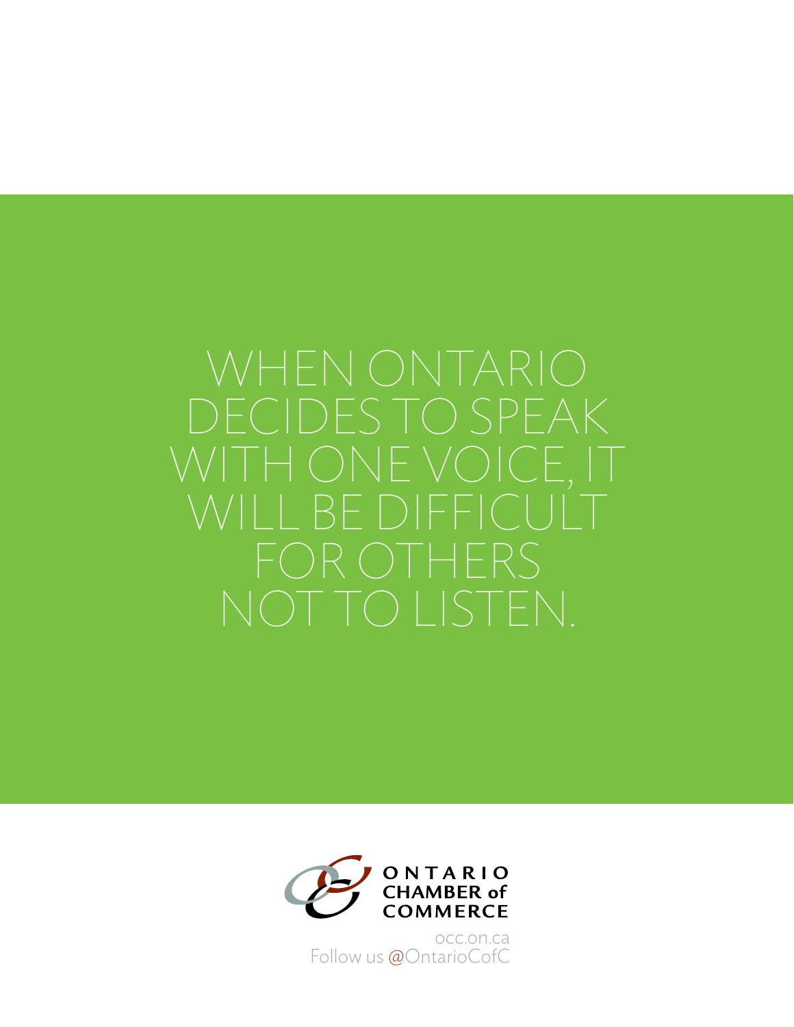WHEN ONTARIO DECIDES TO SPEAK WITH ONE VOICE, IT WILL BE DIFFICULT FOR OTHERS NOT TO LISTEN.

ONTARIO CHAMBER of COMMERCE

occ.on.ca
Follow us @OntarioCofC